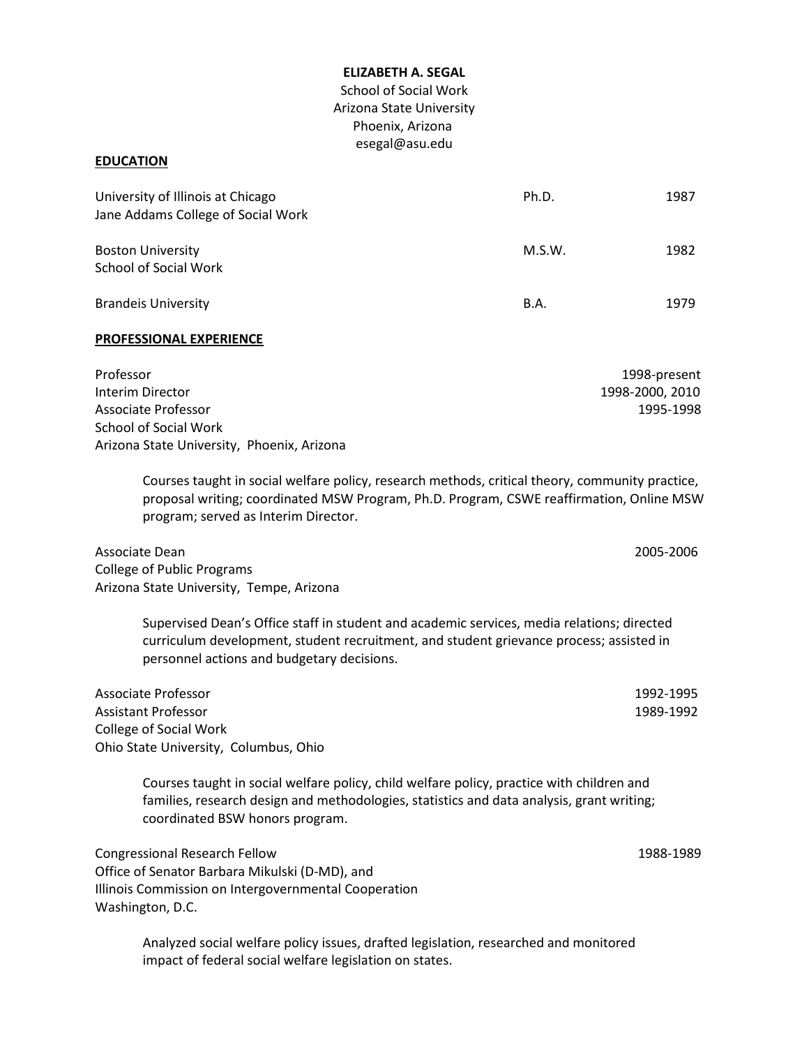**ELIZABETH A. SEGAL**
School of Social Work
Arizona State University
Phoenix, Arizona
esegal@asu.edu

## EDUCATION

| | | |
|---|---|---|
| University of Illinois at Chicago<br>Jane Addams College of Social Work | Ph.D. | 1987 |
| Boston University<br>School of Social Work | M.S.W. | 1982 |
| Brandeis University | B.A. | 1979 |

## PROFESSIONAL EXPERIENCE

Professor — 1998-present
Interim Director — 1998-2000, 2010
Associate Professor — 1995-1998
School of Social Work
Arizona State University, Phoenix, Arizona

> Courses taught in social welfare policy, research methods, critical theory, community practice, proposal writing; coordinated MSW Program, Ph.D. Program, CSWE reaffirmation, Online MSW program; served as Interim Director.

Associate Dean — 2005-2006
College of Public Programs
Arizona State University, Tempe, Arizona

> Supervised Dean's Office staff in student and academic services, media relations; directed curriculum development, student recruitment, and student grievance process; assisted in personnel actions and budgetary decisions.

Associate Professor — 1992-1995
Assistant Professor — 1989-1992
College of Social Work
Ohio State University, Columbus, Ohio

> Courses taught in social welfare policy, child welfare policy, practice with children and families, research design and methodologies, statistics and data analysis, grant writing; coordinated BSW honors program.

Congressional Research Fellow — 1988-1989
Office of Senator Barbara Mikulski (D-MD), and
Illinois Commission on Intergovernmental Cooperation
Washington, D.C.

> Analyzed social welfare policy issues, drafted legislation, researched and monitored impact of federal social welfare legislation on states.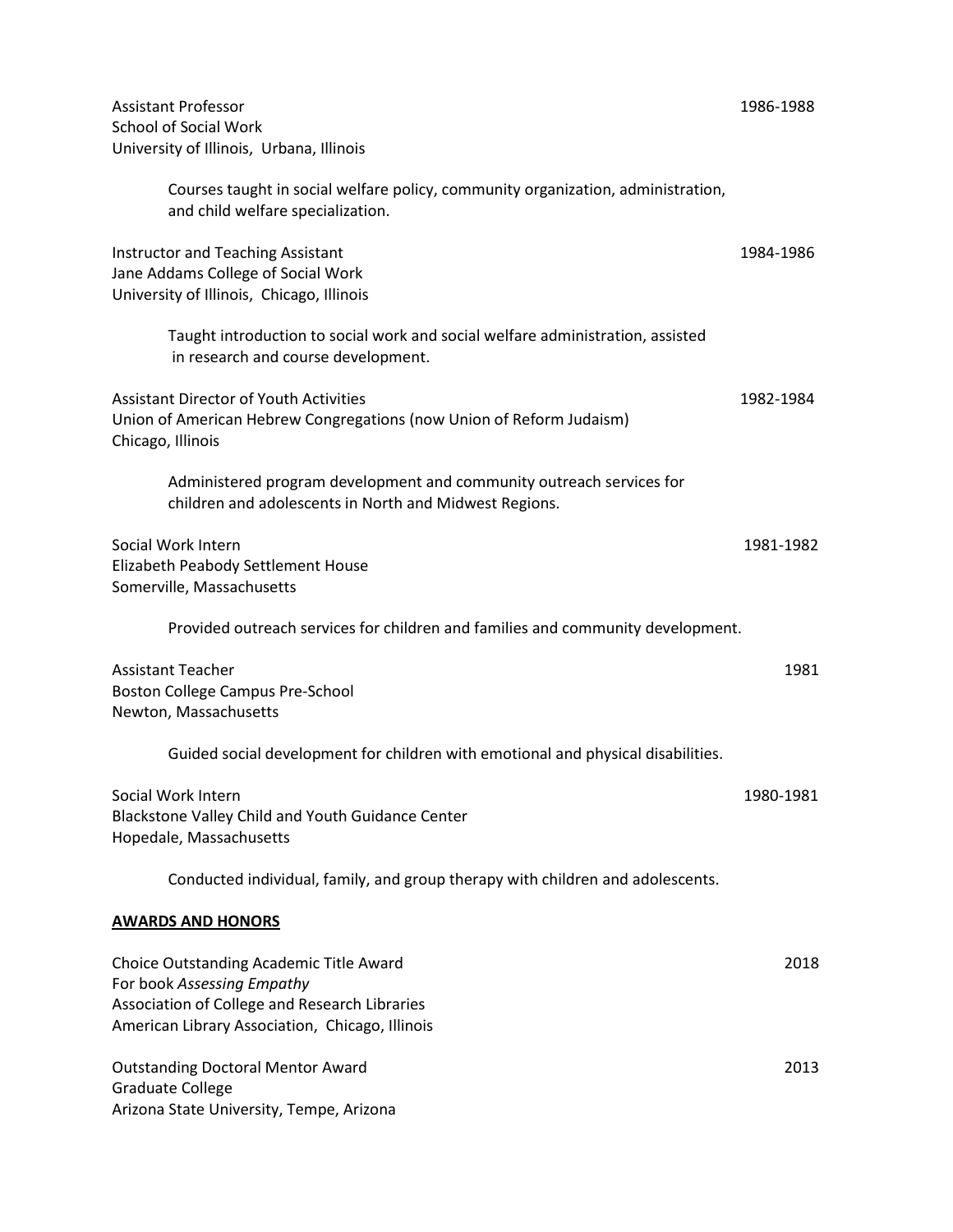Assistant Professor 1986-1988
School of Social Work
University of Illinois, Urbana, Illinois

Courses taught in social welfare policy, community organization, administration, and child welfare specialization.

Instructor and Teaching Assistant 1984-1986
Jane Addams College of Social Work
University of Illinois, Chicago, Illinois

Taught introduction to social work and social welfare administration, assisted in research and course development.

Assistant Director of Youth Activities 1982-1984
Union of American Hebrew Congregations (now Union of Reform Judaism)
Chicago, Illinois

Administered program development and community outreach services for children and adolescents in North and Midwest Regions.

Social Work Intern 1981-1982
Elizabeth Peabody Settlement House
Somerville, Massachusetts

Provided outreach services for children and families and community development.

Assistant Teacher 1981
Boston College Campus Pre-School
Newton, Massachusetts

Guided social development for children with emotional and physical disabilities.

Social Work Intern 1980-1981
Blackstone Valley Child and Youth Guidance Center
Hopedale, Massachusetts

Conducted individual, family, and group therapy with children and adolescents.

## AWARDS AND HONORS

Choice Outstanding Academic Title Award 2018
For book *Assessing Empathy*
Association of College and Research Libraries
American Library Association, Chicago, Illinois

Outstanding Doctoral Mentor Award 2013
Graduate College
Arizona State University, Tempe, Arizona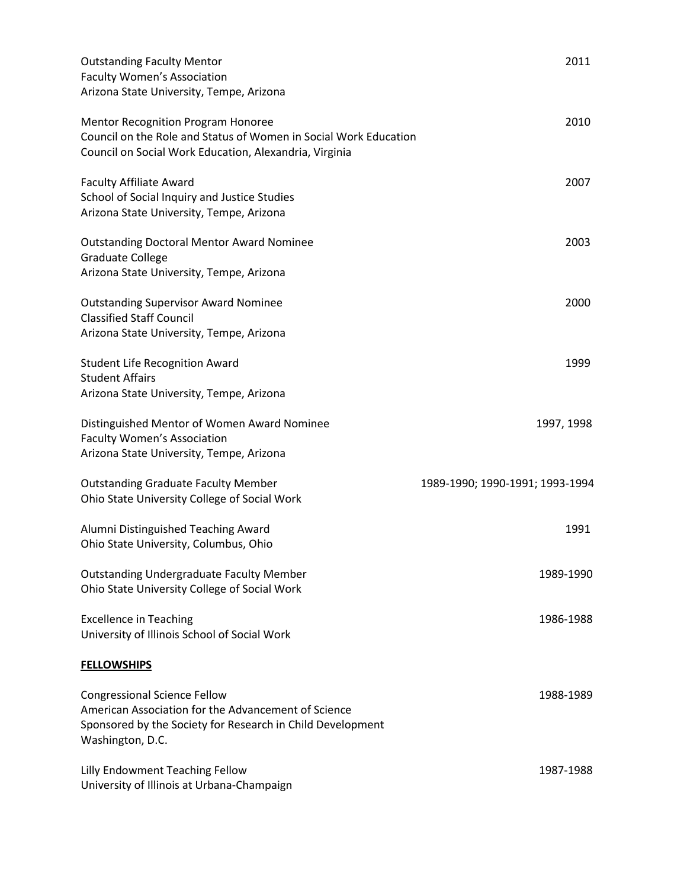Outstanding Faculty Mentor — 2011
Faculty Women's Association
Arizona State University, Tempe, Arizona

Mentor Recognition Program Honoree — 2010
Council on the Role and Status of Women in Social Work Education
Council on Social Work Education, Alexandria, Virginia

Faculty Affiliate Award — 2007
School of Social Inquiry and Justice Studies
Arizona State University, Tempe, Arizona

Outstanding Doctoral Mentor Award Nominee — 2003
Graduate College
Arizona State University, Tempe, Arizona

Outstanding Supervisor Award Nominee — 2000
Classified Staff Council
Arizona State University, Tempe, Arizona

Student Life Recognition Award — 1999
Student Affairs
Arizona State University, Tempe, Arizona

Distinguished Mentor of Women Award Nominee — 1997, 1998
Faculty Women's Association
Arizona State University, Tempe, Arizona

Outstanding Graduate Faculty Member — 1989-1990; 1990-1991; 1993-1994
Ohio State University College of Social Work

Alumni Distinguished Teaching Award — 1991
Ohio State University, Columbus, Ohio

Outstanding Undergraduate Faculty Member — 1989-1990
Ohio State University College of Social Work

Excellence in Teaching — 1986-1988
University of Illinois School of Social Work

**<u>FELLOWSHIPS</u>**

Congressional Science Fellow — 1988-1989
American Association for the Advancement of Science
Sponsored by the Society for Research in Child Development
Washington, D.C.

Lilly Endowment Teaching Fellow — 1987-1988
University of Illinois at Urbana-Champaign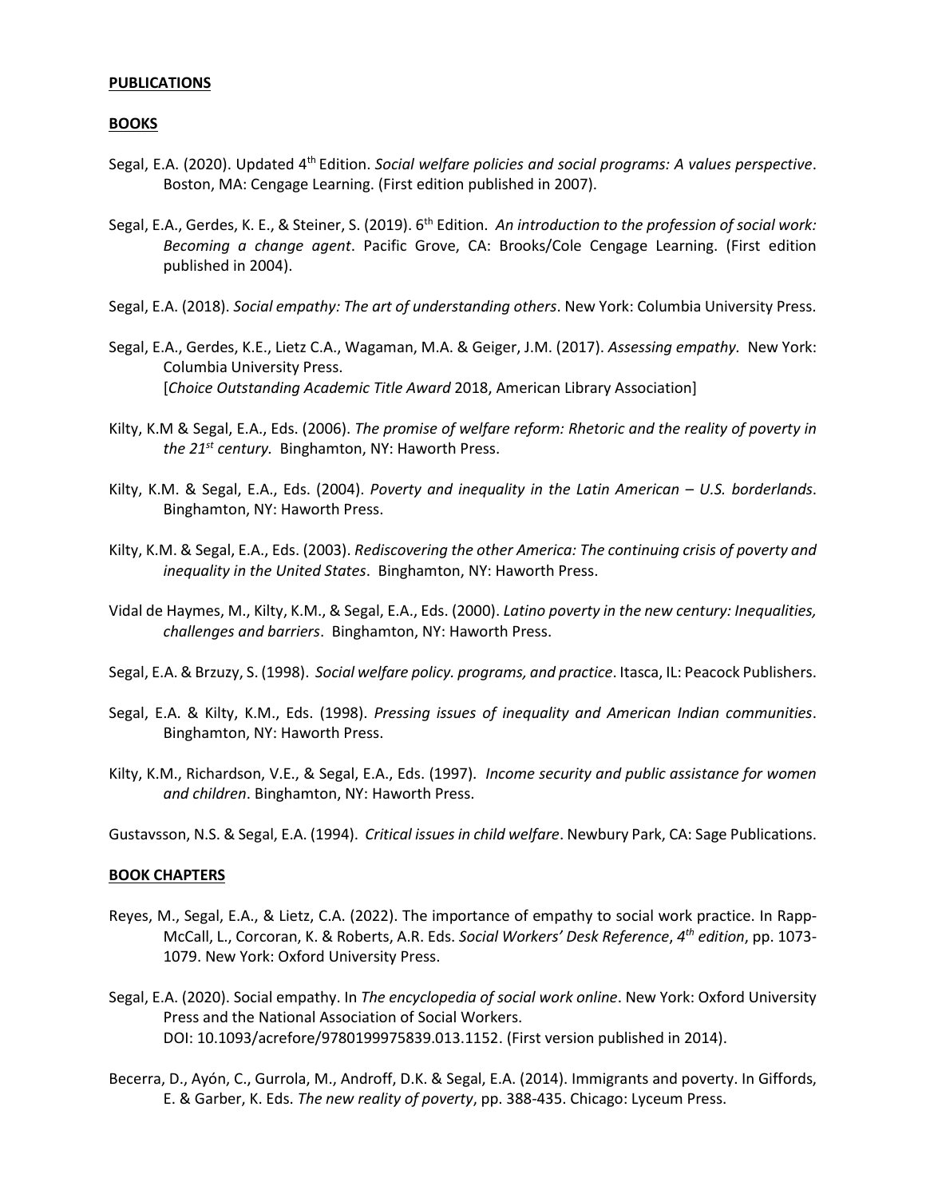**PUBLICATIONS**

**BOOKS**

Segal, E.A. (2020). Updated 4th Edition. *Social welfare policies and social programs: A values perspective*. Boston, MA: Cengage Learning. (First edition published in 2007).

Segal, E.A., Gerdes, K. E., & Steiner, S. (2019). 6th Edition. *An introduction to the profession of social work: Becoming a change agent*. Pacific Grove, CA: Brooks/Cole Cengage Learning. (First edition published in 2004).

Segal, E.A. (2018). *Social empathy: The art of understanding others*. New York: Columbia University Press.

Segal, E.A., Gerdes, K.E., Lietz C.A., Wagaman, M.A. & Geiger, J.M. (2017). *Assessing empathy.* New York: Columbia University Press.
[*Choice Outstanding Academic Title Award* 2018, American Library Association]

Kilty, K.M & Segal, E.A., Eds. (2006). *The promise of welfare reform: Rhetoric and the reality of poverty in the 21st century.* Binghamton, NY: Haworth Press.

Kilty, K.M. & Segal, E.A., Eds. (2004). *Poverty and inequality in the Latin American – U.S. borderlands*. Binghamton, NY: Haworth Press.

Kilty, K.M. & Segal, E.A., Eds. (2003). *Rediscovering the other America: The continuing crisis of poverty and inequality in the United States*. Binghamton, NY: Haworth Press.

Vidal de Haymes, M., Kilty, K.M., & Segal, E.A., Eds. (2000). *Latino poverty in the new century: Inequalities, challenges and barriers*. Binghamton, NY: Haworth Press.

Segal, E.A. & Brzuzy, S. (1998). *Social welfare policy. programs, and practice*. Itasca, IL: Peacock Publishers.

Segal, E.A. & Kilty, K.M., Eds. (1998). *Pressing issues of inequality and American Indian communities*. Binghamton, NY: Haworth Press.

Kilty, K.M., Richardson, V.E., & Segal, E.A., Eds. (1997). *Income security and public assistance for women and children*. Binghamton, NY: Haworth Press.

Gustavsson, N.S. & Segal, E.A. (1994). *Critical issues in child welfare*. Newbury Park, CA: Sage Publications.

**BOOK CHAPTERS**

Reyes, M., Segal, E.A., & Lietz, C.A. (2022). The importance of empathy to social work practice. In Rapp-McCall, L., Corcoran, K. & Roberts, A.R. Eds. *Social Workers' Desk Reference*, *4th edition*, pp. 1073-1079. New York: Oxford University Press.

Segal, E.A. (2020). Social empathy. In *The encyclopedia of social work online*. New York: Oxford University Press and the National Association of Social Workers.
DOI: 10.1093/acrefore/9780199975839.013.1152. (First version published in 2014).

Becerra, D., Ayón, C., Gurrola, M., Androff, D.K. & Segal, E.A. (2014). Immigrants and poverty. In Giffords, E. & Garber, K. Eds. *The new reality of poverty*, pp. 388-435. Chicago: Lyceum Press.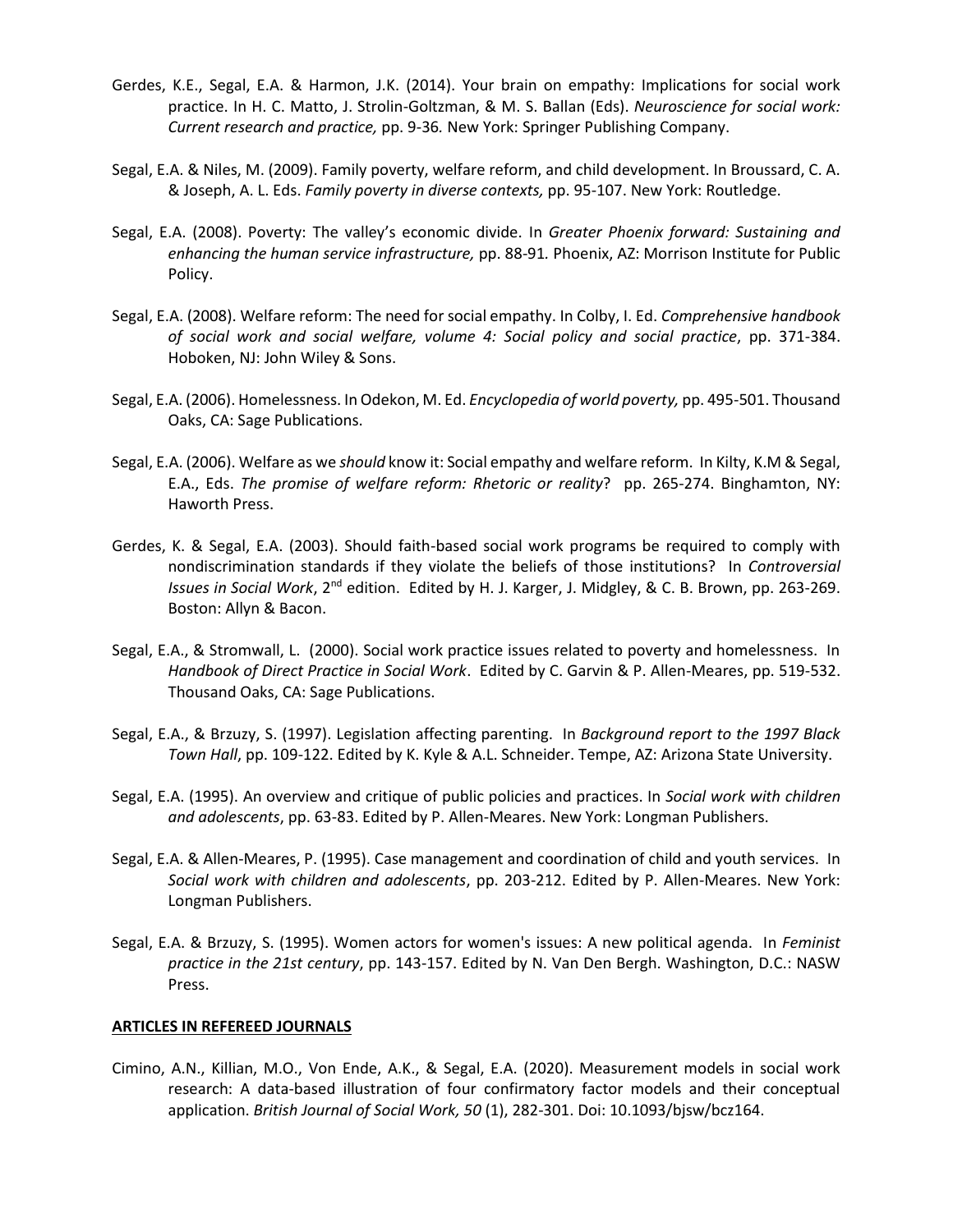Gerdes, K.E., Segal, E.A. & Harmon, J.K. (2014). Your brain on empathy: Implications for social work practice. In H. C. Matto, J. Strolin-Goltzman, & M. S. Ballan (Eds). *Neuroscience for social work: Current research and practice,* pp. 9-36. New York: Springer Publishing Company.

Segal, E.A. & Niles, M. (2009). Family poverty, welfare reform, and child development. In Broussard, C. A. & Joseph, A. L. Eds. *Family poverty in diverse contexts,* pp. 95-107. New York: Routledge.

Segal, E.A. (2008). Poverty: The valley's economic divide. In *Greater Phoenix forward: Sustaining and enhancing the human service infrastructure,* pp. 88-91. Phoenix, AZ: Morrison Institute for Public Policy.

Segal, E.A. (2008). Welfare reform: The need for social empathy. In Colby, I. Ed. *Comprehensive handbook of social work and social welfare, volume 4: Social policy and social practice*, pp. 371-384. Hoboken, NJ: John Wiley & Sons.

Segal, E.A. (2006). Homelessness. In Odekon, M. Ed. *Encyclopedia of world poverty,* pp. 495-501. Thousand Oaks, CA: Sage Publications.

Segal, E.A. (2006). Welfare as we *should* know it: Social empathy and welfare reform. In Kilty, K.M & Segal, E.A., Eds. *The promise of welfare reform: Rhetoric or reality*? pp. 265-274. Binghamton, NY: Haworth Press.

Gerdes, K. & Segal, E.A. (2003). Should faith-based social work programs be required to comply with nondiscrimination standards if they violate the beliefs of those institutions? In *Controversial Issues in Social Work*, 2nd edition. Edited by H. J. Karger, J. Midgley, & C. B. Brown, pp. 263-269. Boston: Allyn & Bacon.

Segal, E.A., & Stromwall, L. (2000). Social work practice issues related to poverty and homelessness. In *Handbook of Direct Practice in Social Work*. Edited by C. Garvin & P. Allen-Meares, pp. 519-532. Thousand Oaks, CA: Sage Publications.

Segal, E.A., & Brzuzy, S. (1997). Legislation affecting parenting. In *Background report to the 1997 Black Town Hall*, pp. 109-122. Edited by K. Kyle & A.L. Schneider. Tempe, AZ: Arizona State University.

Segal, E.A. (1995). An overview and critique of public policies and practices. In *Social work with children and adolescents*, pp. 63-83. Edited by P. Allen-Meares. New York: Longman Publishers.

Segal, E.A. & Allen-Meares, P. (1995). Case management and coordination of child and youth services. In *Social work with children and adolescents*, pp. 203-212. Edited by P. Allen-Meares. New York: Longman Publishers.

Segal, E.A. & Brzuzy, S. (1995). Women actors for women's issues: A new political agenda. In *Feminist practice in the 21st century*, pp. 143-157. Edited by N. Van Den Bergh. Washington, D.C.: NASW Press.

**ARTICLES IN REFEREED JOURNALS**

Cimino, A.N., Killian, M.O., Von Ende, A.K., & Segal, E.A. (2020). Measurement models in social work research: A data-based illustration of four confirmatory factor models and their conceptual application. *British Journal of Social Work, 50* (1), 282-301. Doi: 10.1093/bjsw/bcz164.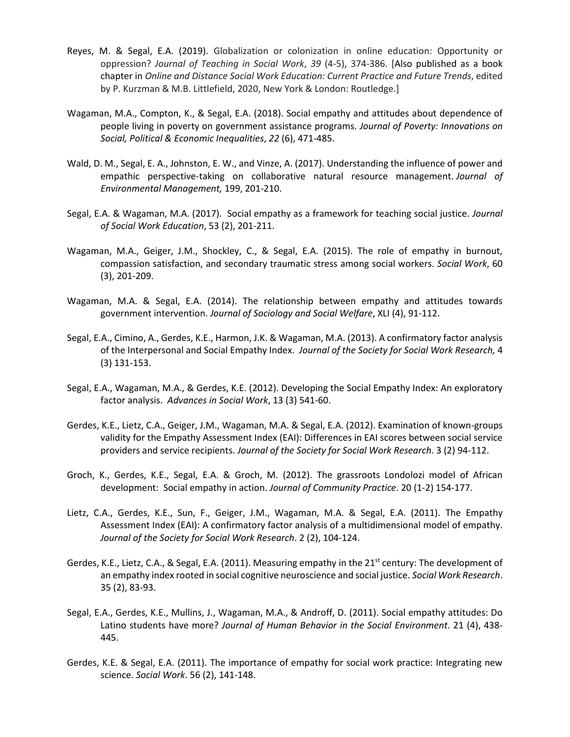Reyes, M. & Segal, E.A. (2019). Globalization or colonization in online education: Opportunity or oppression? *Journal of Teaching in Social Work*, *39* (4-5), 374-386. [Also published as a book chapter in *Online and Distance Social Work Education: Current Practice and Future Trends*, edited by P. Kurzman & M.B. Littlefield, 2020, New York & London: Routledge.]

Wagaman, M.A., Compton, K., & Segal, E.A. (2018). Social empathy and attitudes about dependence of people living in poverty on government assistance programs. *Journal of Poverty: Innovations on Social, Political & Economic Inequalities*, *22* (6), 471-485.

Wald, D. M., Segal, E. A., Johnston, E. W., and Vinze, A. (2017). Understanding the influence of power and empathic perspective-taking on collaborative natural resource management. *Journal of Environmental Management,* 199, 201-210.

Segal, E.A. & Wagaman, M.A. (2017). Social empathy as a framework for teaching social justice. *Journal of Social Work Education*, 53 (2), 201-211.

Wagaman, M.A., Geiger, J.M., Shockley, C., & Segal, E.A. (2015). The role of empathy in burnout, compassion satisfaction, and secondary traumatic stress among social workers. *Social Work*, 60 (3), 201-209.

Wagaman, M.A. & Segal, E.A. (2014). The relationship between empathy and attitudes towards government intervention. *Journal of Sociology and Social Welfare*, XLI (4), 91-112.

Segal, E.A., Cimino, A., Gerdes, K.E., Harmon, J.K. & Wagaman, M.A. (2013). A confirmatory factor analysis of the Interpersonal and Social Empathy Index. *Journal of the Society for Social Work Research,* 4 (3) 131-153.

Segal, E.A., Wagaman, M.A., & Gerdes, K.E. (2012). Developing the Social Empathy Index: An exploratory factor analysis. *Advances in Social Work*, 13 (3) 541-60.

Gerdes, K.E., Lietz, C.A., Geiger, J.M., Wagaman, M.A. & Segal, E.A. (2012). Examination of known-groups validity for the Empathy Assessment Index (EAI): Differences in EAI scores between social service providers and service recipients. *Journal of the Society for Social Work Research*. 3 (2) 94-112.

Groch, K., Gerdes, K.E., Segal, E.A. & Groch, M. (2012). The grassroots Londolozi model of African development: Social empathy in action. *Journal of Community Practice*. 20 (1-2) 154-177.

Lietz, C.A., Gerdes, K.E., Sun, F., Geiger, J.M., Wagaman, M.A. & Segal, E.A. (2011). The Empathy Assessment Index (EAI): A confirmatory factor analysis of a multidimensional model of empathy. *Journal of the Society for Social Work Research*. 2 (2), 104-124.

Gerdes, K.E., Lietz, C.A., & Segal, E.A. (2011). Measuring empathy in the 21st century: The development of an empathy index rooted in social cognitive neuroscience and social justice. *Social Work Research*. 35 (2), 83-93.

Segal, E.A., Gerdes, K.E., Mullins, J., Wagaman, M.A., & Androff, D. (2011). Social empathy attitudes: Do Latino students have more? *Journal of Human Behavior in the Social Environment*. 21 (4), 438-445.

Gerdes, K.E. & Segal, E.A. (2011). The importance of empathy for social work practice: Integrating new science. *Social Work*. 56 (2), 141-148.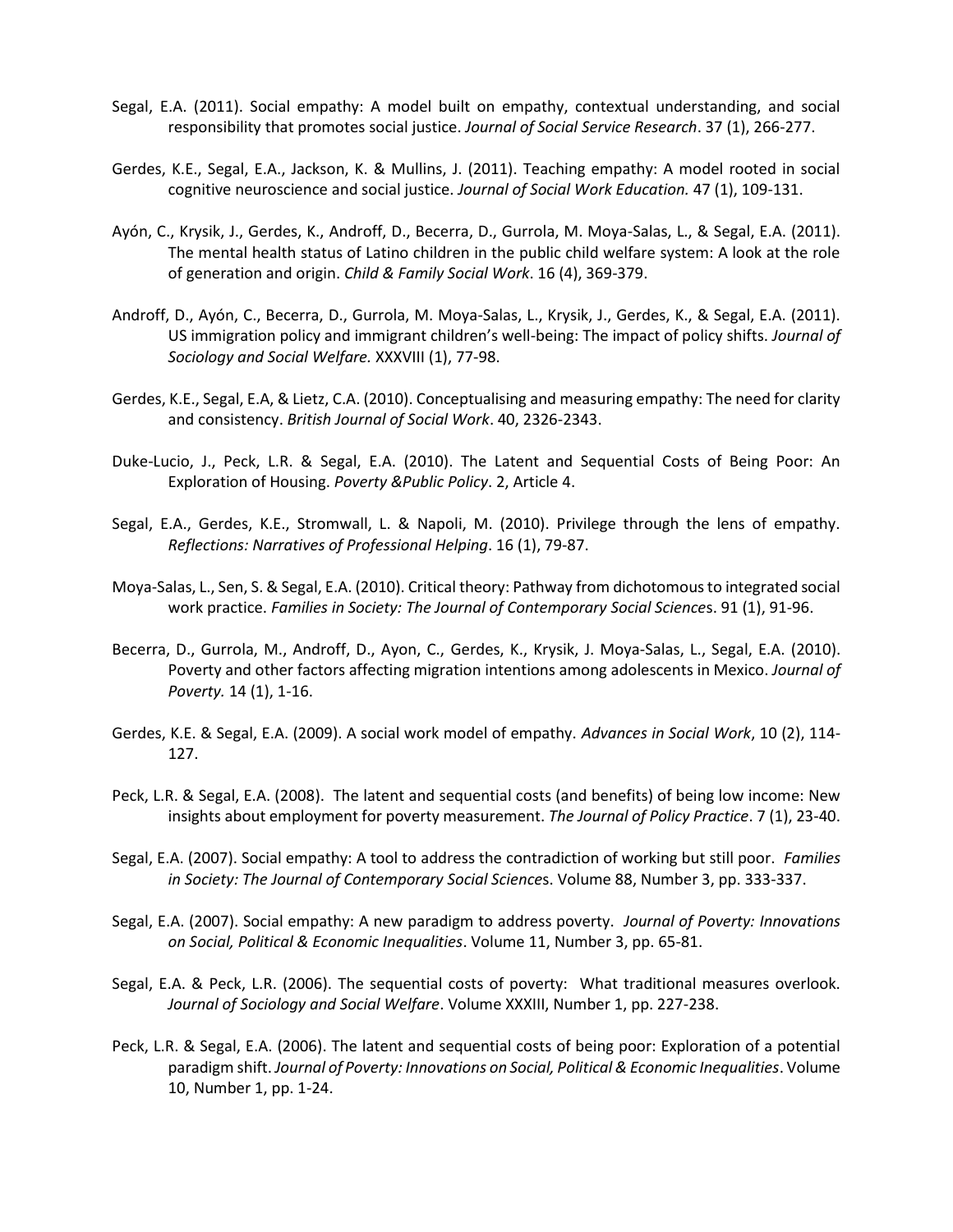Segal, E.A. (2011). Social empathy: A model built on empathy, contextual understanding, and social responsibility that promotes social justice. *Journal of Social Service Research*. 37 (1), 266-277.

Gerdes, K.E., Segal, E.A., Jackson, K. & Mullins, J. (2011). Teaching empathy: A model rooted in social cognitive neuroscience and social justice. *Journal of Social Work Education.* 47 (1), 109-131.

Ayón, C., Krysik, J., Gerdes, K., Androff, D., Becerra, D., Gurrola, M. Moya-Salas, L., & Segal, E.A. (2011). The mental health status of Latino children in the public child welfare system: A look at the role of generation and origin. *Child & Family Social Work*. 16 (4), 369-379.

Androff, D., Ayón, C., Becerra, D., Gurrola, M. Moya-Salas, L., Krysik, J., Gerdes, K., & Segal, E.A. (2011). US immigration policy and immigrant children's well-being: The impact of policy shifts. *Journal of Sociology and Social Welfare.* XXXVIII (1), 77-98.

Gerdes, K.E., Segal, E.A, & Lietz, C.A. (2010). Conceptualising and measuring empathy: The need for clarity and consistency. *British Journal of Social Work*. 40, 2326-2343.

Duke-Lucio, J., Peck, L.R. & Segal, E.A. (2010). The Latent and Sequential Costs of Being Poor: An Exploration of Housing. *Poverty &Public Policy*. 2, Article 4.

Segal, E.A., Gerdes, K.E., Stromwall, L. & Napoli, M. (2010). Privilege through the lens of empathy. *Reflections: Narratives of Professional Helping*. 16 (1), 79-87.

Moya-Salas, L., Sen, S. & Segal, E.A. (2010). Critical theory: Pathway from dichotomous to integrated social work practice. *Families in Society: The Journal of Contemporary Social Sciences*. 91 (1), 91-96.

Becerra, D., Gurrola, M., Androff, D., Ayon, C., Gerdes, K., Krysik, J. Moya-Salas, L., Segal, E.A. (2010). Poverty and other factors affecting migration intentions among adolescents in Mexico. *Journal of Poverty.* 14 (1), 1-16.

Gerdes, K.E. & Segal, E.A. (2009). A social work model of empathy. *Advances in Social Work*, 10 (2), 114-127.

Peck, L.R. & Segal, E.A. (2008). The latent and sequential costs (and benefits) of being low income: New insights about employment for poverty measurement. *The Journal of Policy Practice*. 7 (1), 23-40.

Segal, E.A. (2007). Social empathy: A tool to address the contradiction of working but still poor. *Families in Society: The Journal of Contemporary Social Sciences*. Volume 88, Number 3, pp. 333-337.

Segal, E.A. (2007). Social empathy: A new paradigm to address poverty. *Journal of Poverty: Innovations on Social, Political & Economic Inequalities*. Volume 11, Number 3, pp. 65-81.

Segal, E.A. & Peck, L.R. (2006). The sequential costs of poverty: What traditional measures overlook. *Journal of Sociology and Social Welfare*. Volume XXXIII, Number 1, pp. 227-238.

Peck, L.R. & Segal, E.A. (2006). The latent and sequential costs of being poor: Exploration of a potential paradigm shift. *Journal of Poverty: Innovations on Social, Political & Economic Inequalities*. Volume 10, Number 1, pp. 1-24.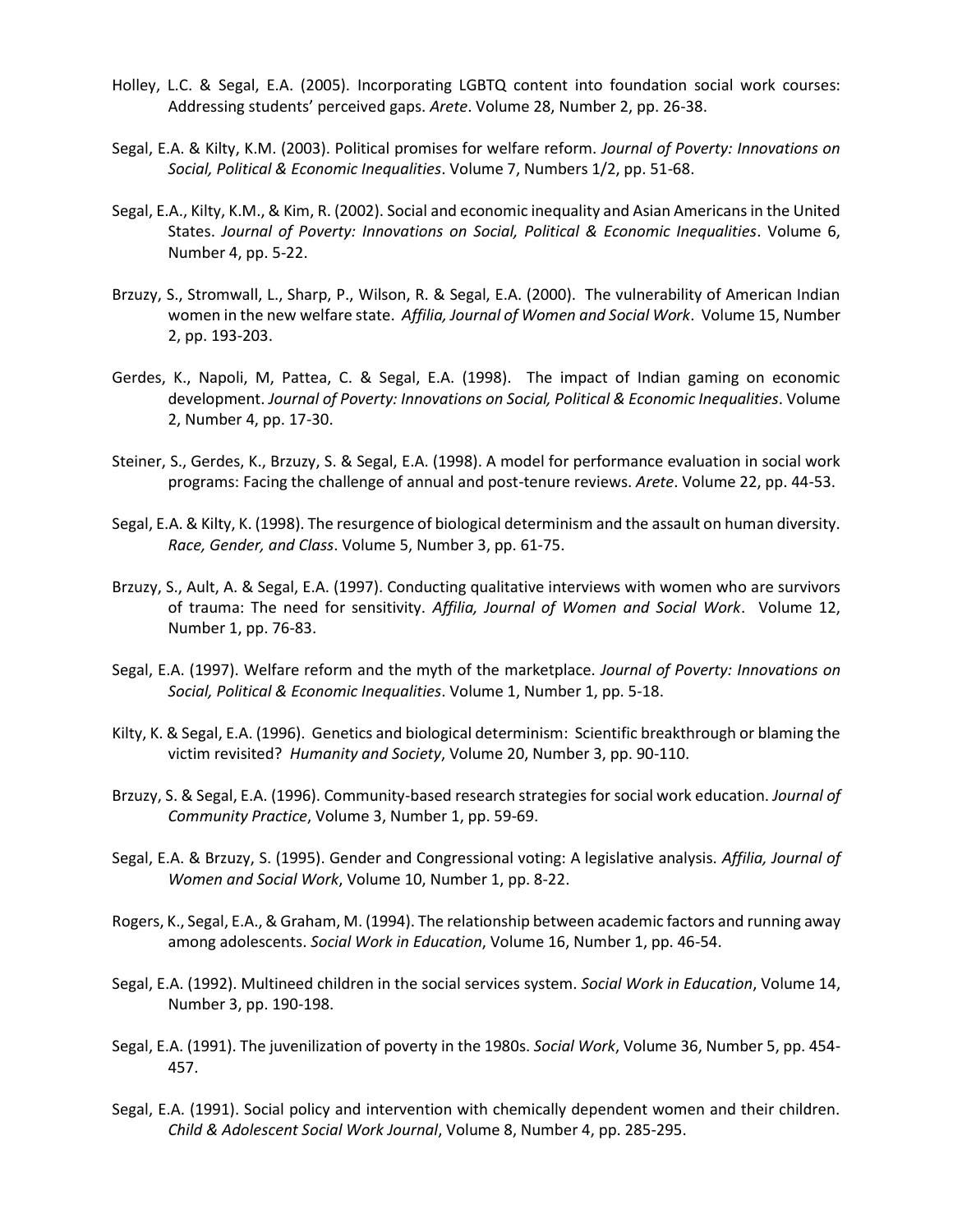Holley, L.C. & Segal, E.A. (2005). Incorporating LGBTQ content into foundation social work courses: Addressing students' perceived gaps. *Arete*. Volume 28, Number 2, pp. 26-38.

Segal, E.A. & Kilty, K.M. (2003). Political promises for welfare reform. *Journal of Poverty: Innovations on Social, Political & Economic Inequalities*. Volume 7, Numbers 1/2, pp. 51-68.

Segal, E.A., Kilty, K.M., & Kim, R. (2002). Social and economic inequality and Asian Americans in the United States. *Journal of Poverty: Innovations on Social, Political & Economic Inequalities*. Volume 6, Number 4, pp. 5-22.

Brzuzy, S., Stromwall, L., Sharp, P., Wilson, R. & Segal, E.A. (2000). The vulnerability of American Indian women in the new welfare state. *Affilia, Journal of Women and Social Work*. Volume 15, Number 2, pp. 193-203.

Gerdes, K., Napoli, M, Pattea, C. & Segal, E.A. (1998). The impact of Indian gaming on economic development. *Journal of Poverty: Innovations on Social, Political & Economic Inequalities*. Volume 2, Number 4, pp. 17-30.

Steiner, S., Gerdes, K., Brzuzy, S. & Segal, E.A. (1998). A model for performance evaluation in social work programs: Facing the challenge of annual and post-tenure reviews. *Arete*. Volume 22, pp. 44-53.

Segal, E.A. & Kilty, K. (1998). The resurgence of biological determinism and the assault on human diversity. *Race, Gender, and Class*. Volume 5, Number 3, pp. 61-75.

Brzuzy, S., Ault, A. & Segal, E.A. (1997). Conducting qualitative interviews with women who are survivors of trauma: The need for sensitivity. *Affilia, Journal of Women and Social Work*. Volume 12, Number 1, pp. 76-83.

Segal, E.A. (1997). Welfare reform and the myth of the marketplace. *Journal of Poverty: Innovations on Social, Political & Economic Inequalities*. Volume 1, Number 1, pp. 5-18.

Kilty, K. & Segal, E.A. (1996). Genetics and biological determinism: Scientific breakthrough or blaming the victim revisited? *Humanity and Society*, Volume 20, Number 3, pp. 90-110.

Brzuzy, S. & Segal, E.A. (1996). Community-based research strategies for social work education. *Journal of Community Practice*, Volume 3, Number 1, pp. 59-69.

Segal, E.A. & Brzuzy, S. (1995). Gender and Congressional voting: A legislative analysis. *Affilia, Journal of Women and Social Work*, Volume 10, Number 1, pp. 8-22.

Rogers, K., Segal, E.A., & Graham, M. (1994). The relationship between academic factors and running away among adolescents. *Social Work in Education*, Volume 16, Number 1, pp. 46-54.

Segal, E.A. (1992). Multineed children in the social services system. *Social Work in Education*, Volume 14, Number 3, pp. 190-198.

Segal, E.A. (1991). The juvenilization of poverty in the 1980s. *Social Work*, Volume 36, Number 5, pp. 454-457.

Segal, E.A. (1991). Social policy and intervention with chemically dependent women and their children. *Child & Adolescent Social Work Journal*, Volume 8, Number 4, pp. 285-295.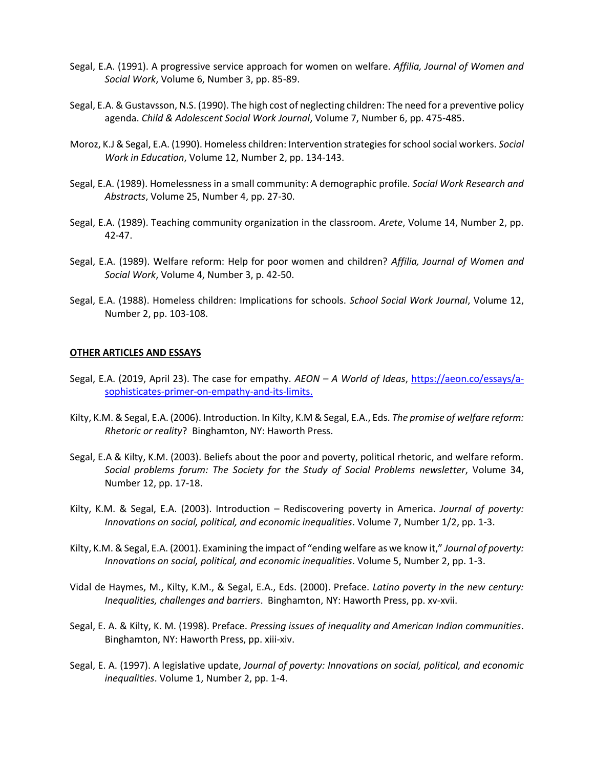Segal, E.A. (1991). A progressive service approach for women on welfare. *Affilia, Journal of Women and Social Work*, Volume 6, Number 3, pp. 85-89.

Segal, E.A. & Gustavsson, N.S. (1990). The high cost of neglecting children: The need for a preventive policy agenda. *Child & Adolescent Social Work Journal*, Volume 7, Number 6, pp. 475-485.

Moroz, K.J & Segal, E.A. (1990). Homeless children: Intervention strategies for school social workers. *Social Work in Education*, Volume 12, Number 2, pp. 134-143.

Segal, E.A. (1989). Homelessness in a small community: A demographic profile. *Social Work Research and Abstracts*, Volume 25, Number 4, pp. 27-30.

Segal, E.A. (1989). Teaching community organization in the classroom. *Arete*, Volume 14, Number 2, pp. 42-47.

Segal, E.A. (1989). Welfare reform: Help for poor women and children? *Affilia, Journal of Women and Social Work*, Volume 4, Number 3, p. 42-50.

Segal, E.A. (1988). Homeless children: Implications for schools. *School Social Work Journal*, Volume 12, Number 2, pp. 103-108.

## OTHER ARTICLES AND ESSAYS

Segal, E.A. (2019, April 23). The case for empathy. *AEON – A World of Ideas*, [https://aeon.co/essays/a-sophisticates-primer-on-empathy-and-its-limits.](https://aeon.co/essays/a-sophisticates-primer-on-empathy-and-its-limits)

Kilty, K.M. & Segal, E.A. (2006). Introduction. In Kilty, K.M & Segal, E.A., Eds. *The promise of welfare reform: Rhetoric or reality*? Binghamton, NY: Haworth Press.

Segal, E.A & Kilty, K.M. (2003). Beliefs about the poor and poverty, political rhetoric, and welfare reform. *Social problems forum: The Society for the Study of Social Problems newsletter*, Volume 34, Number 12, pp. 17-18.

Kilty, K.M. & Segal, E.A. (2003). Introduction – Rediscovering poverty in America. *Journal of poverty: Innovations on social, political, and economic inequalities*. Volume 7, Number 1/2, pp. 1-3.

Kilty, K.M. & Segal, E.A. (2001). Examining the impact of "ending welfare as we know it," *Journal of poverty: Innovations on social, political, and economic inequalities*. Volume 5, Number 2, pp. 1-3.

Vidal de Haymes, M., Kilty, K.M., & Segal, E.A., Eds. (2000). Preface. *Latino poverty in the new century: Inequalities, challenges and barriers*. Binghamton, NY: Haworth Press, pp. xv-xvii.

Segal, E. A. & Kilty, K. M. (1998). Preface. *Pressing issues of inequality and American Indian communities*. Binghamton, NY: Haworth Press, pp. xiii-xiv.

Segal, E. A. (1997). A legislative update, *Journal of poverty: Innovations on social, political, and economic inequalities*. Volume 1, Number 2, pp. 1-4.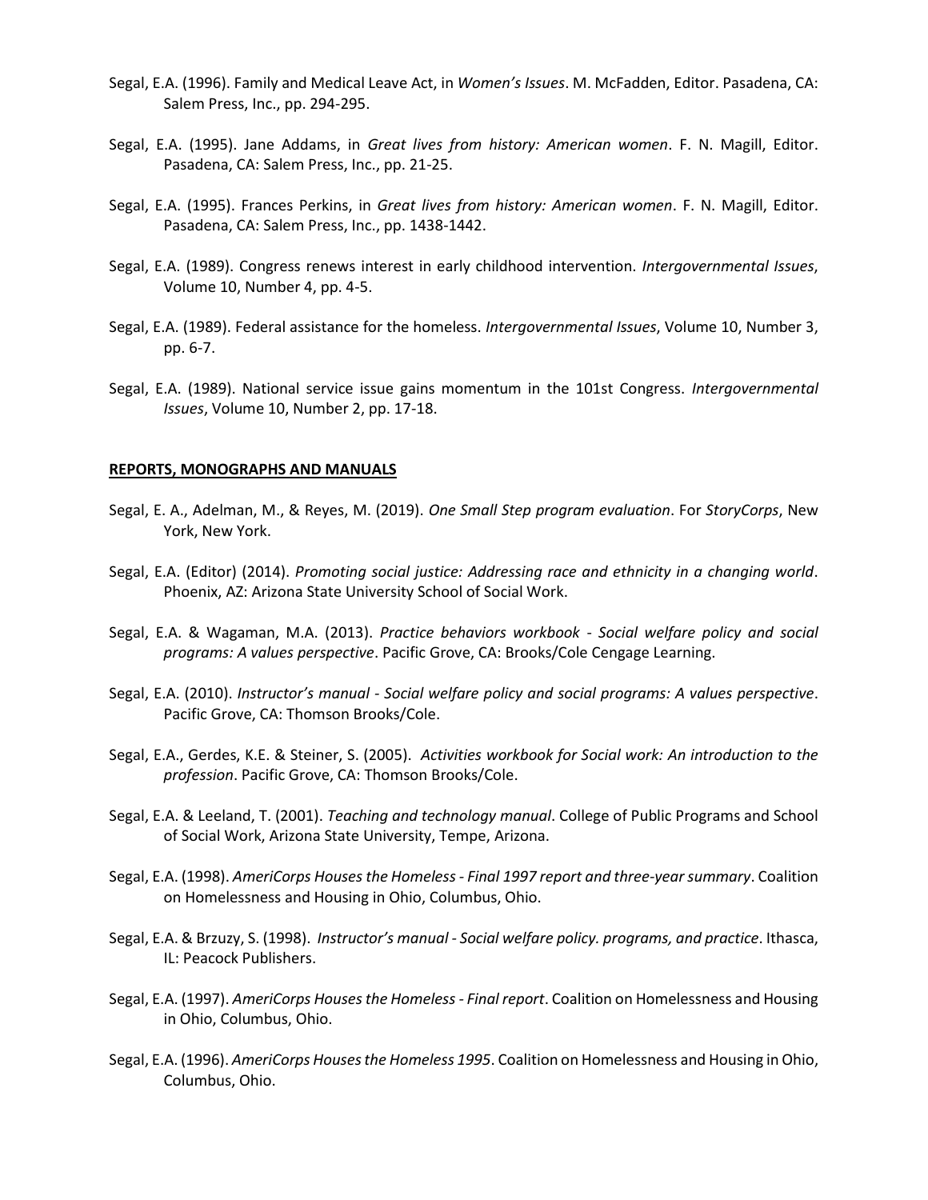Segal, E.A. (1996). Family and Medical Leave Act, in *Women's Issues*. M. McFadden, Editor. Pasadena, CA: Salem Press, Inc., pp. 294-295.

Segal, E.A. (1995). Jane Addams, in *Great lives from history: American women*. F. N. Magill, Editor. Pasadena, CA: Salem Press, Inc., pp. 21-25.

Segal, E.A. (1995). Frances Perkins, in *Great lives from history: American women*. F. N. Magill, Editor. Pasadena, CA: Salem Press, Inc., pp. 1438-1442.

Segal, E.A. (1989). Congress renews interest in early childhood intervention. *Intergovernmental Issues*, Volume 10, Number 4, pp. 4-5.

Segal, E.A. (1989). Federal assistance for the homeless. *Intergovernmental Issues*, Volume 10, Number 3, pp. 6-7.

Segal, E.A. (1989). National service issue gains momentum in the 101st Congress. *Intergovernmental Issues*, Volume 10, Number 2, pp. 17-18.

**REPORTS, MONOGRAPHS AND MANUALS**

Segal, E. A., Adelman, M., & Reyes, M. (2019). *One Small Step program evaluation*. For *StoryCorps*, New York, New York.

Segal, E.A. (Editor) (2014). *Promoting social justice: Addressing race and ethnicity in a changing world*. Phoenix, AZ: Arizona State University School of Social Work.

Segal, E.A. & Wagaman, M.A. (2013). *Practice behaviors workbook - Social welfare policy and social programs: A values perspective*. Pacific Grove, CA: Brooks/Cole Cengage Learning.

Segal, E.A. (2010). *Instructor's manual - Social welfare policy and social programs: A values perspective*. Pacific Grove, CA: Thomson Brooks/Cole.

Segal, E.A., Gerdes, K.E. & Steiner, S. (2005). *Activities workbook for Social work: An introduction to the profession*. Pacific Grove, CA: Thomson Brooks/Cole.

Segal, E.A. & Leeland, T. (2001). *Teaching and technology manual*. College of Public Programs and School of Social Work, Arizona State University, Tempe, Arizona.

Segal, E.A. (1998). *AmeriCorps Houses the Homeless - Final 1997 report and three-year summary*. Coalition on Homelessness and Housing in Ohio, Columbus, Ohio.

Segal, E.A. & Brzuzy, S. (1998). *Instructor's manual - Social welfare policy. programs, and practice*. Ithasca, IL: Peacock Publishers.

Segal, E.A. (1997). *AmeriCorps Houses the Homeless - Final report*. Coalition on Homelessness and Housing in Ohio, Columbus, Ohio.

Segal, E.A. (1996). *AmeriCorps Houses the Homeless 1995*. Coalition on Homelessness and Housing in Ohio, Columbus, Ohio.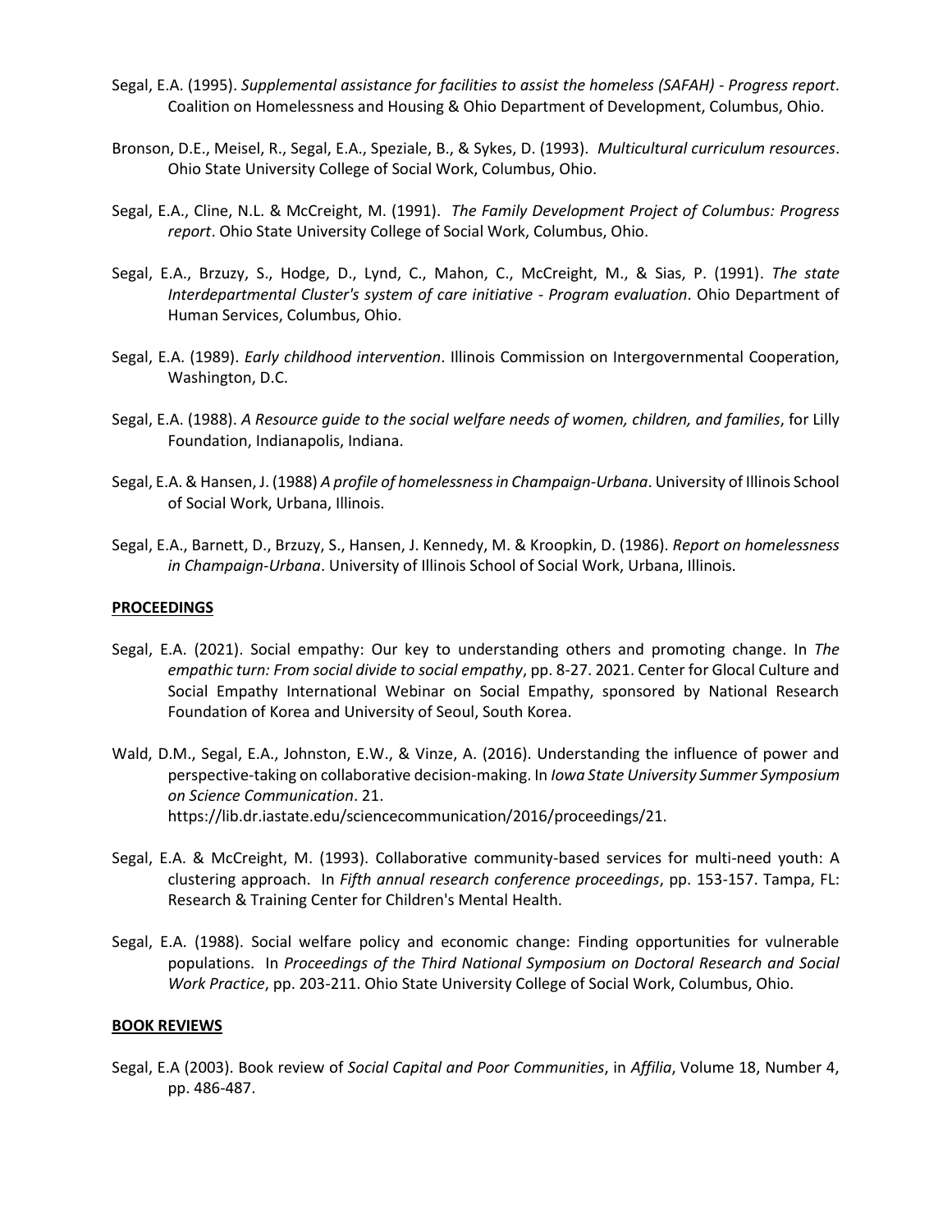Segal, E.A. (1995). *Supplemental assistance for facilities to assist the homeless (SAFAH) - Progress report*. Coalition on Homelessness and Housing & Ohio Department of Development, Columbus, Ohio.

Bronson, D.E., Meisel, R., Segal, E.A., Speziale, B., & Sykes, D. (1993). *Multicultural curriculum resources*. Ohio State University College of Social Work, Columbus, Ohio.

Segal, E.A., Cline, N.L. & McCreight, M. (1991). *The Family Development Project of Columbus: Progress report*. Ohio State University College of Social Work, Columbus, Ohio.

Segal, E.A., Brzuzy, S., Hodge, D., Lynd, C., Mahon, C., McCreight, M., & Sias, P. (1991). *The state Interdepartmental Cluster's system of care initiative - Program evaluation*. Ohio Department of Human Services, Columbus, Ohio.

Segal, E.A. (1989). *Early childhood intervention*. Illinois Commission on Intergovernmental Cooperation, Washington, D.C.

Segal, E.A. (1988). *A Resource guide to the social welfare needs of women, children, and families*, for Lilly Foundation, Indianapolis, Indiana.

Segal, E.A. & Hansen, J. (1988) *A profile of homelessness in Champaign-Urbana*. University of Illinois School of Social Work, Urbana, Illinois.

Segal, E.A., Barnett, D., Brzuzy, S., Hansen, J. Kennedy, M. & Kroopkin, D. (1986). *Report on homelessness in Champaign-Urbana*. University of Illinois School of Social Work, Urbana, Illinois.

## PROCEEDINGS

Segal, E.A. (2021). Social empathy: Our key to understanding others and promoting change. In *The empathic turn: From social divide to social empathy*, pp. 8-27. 2021. Center for Glocal Culture and Social Empathy International Webinar on Social Empathy, sponsored by National Research Foundation of Korea and University of Seoul, South Korea.

Wald, D.M., Segal, E.A., Johnston, E.W., & Vinze, A. (2016). Understanding the influence of power and perspective-taking on collaborative decision-making. In *Iowa State University Summer Symposium on Science Communication*. 21. https://lib.dr.iastate.edu/sciencecommunication/2016/proceedings/21.

Segal, E.A. & McCreight, M. (1993). Collaborative community-based services for multi-need youth: A clustering approach. In *Fifth annual research conference proceedings*, pp. 153-157. Tampa, FL: Research & Training Center for Children's Mental Health.

Segal, E.A. (1988). Social welfare policy and economic change: Finding opportunities for vulnerable populations. In *Proceedings of the Third National Symposium on Doctoral Research and Social Work Practice*, pp. 203-211. Ohio State University College of Social Work, Columbus, Ohio.

## BOOK REVIEWS

Segal, E.A (2003). Book review of *Social Capital and Poor Communities*, in *Affilia*, Volume 18, Number 4, pp. 486-487.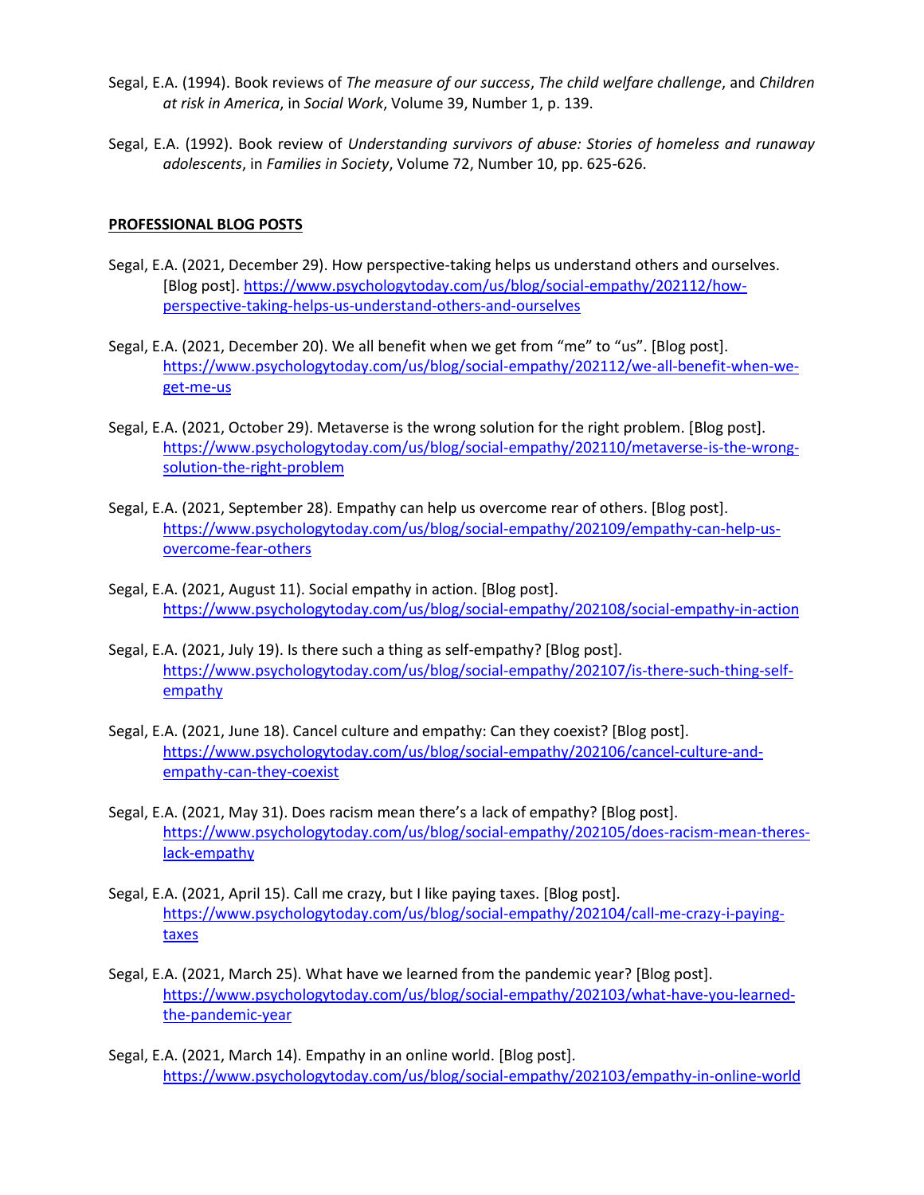Segal, E.A. (1994). Book reviews of *The measure of our success*, *The child welfare challenge*, and *Children at risk in America*, in *Social Work*, Volume 39, Number 1, p. 139.

Segal, E.A. (1992). Book review of *Understanding survivors of abuse: Stories of homeless and runaway adolescents*, in *Families in Society*, Volume 72, Number 10, pp. 625-626.

**PROFESSIONAL BLOG POSTS**

Segal, E.A. (2021, December 29). How perspective-taking helps us understand others and ourselves. [Blog post]. https://www.psychologytoday.com/us/blog/social-empathy/202112/how-perspective-taking-helps-us-understand-others-and-ourselves

Segal, E.A. (2021, December 20). We all benefit when we get from "me" to "us". [Blog post]. https://www.psychologytoday.com/us/blog/social-empathy/202112/we-all-benefit-when-we-get-me-us

Segal, E.A. (2021, October 29). Metaverse is the wrong solution for the right problem. [Blog post]. https://www.psychologytoday.com/us/blog/social-empathy/202110/metaverse-is-the-wrong-solution-the-right-problem

Segal, E.A. (2021, September 28). Empathy can help us overcome rear of others. [Blog post]. https://www.psychologytoday.com/us/blog/social-empathy/202109/empathy-can-help-us-overcome-fear-others

Segal, E.A. (2021, August 11). Social empathy in action. [Blog post]. https://www.psychologytoday.com/us/blog/social-empathy/202108/social-empathy-in-action

Segal, E.A. (2021, July 19). Is there such a thing as self-empathy? [Blog post]. https://www.psychologytoday.com/us/blog/social-empathy/202107/is-there-such-thing-self-empathy

Segal, E.A. (2021, June 18). Cancel culture and empathy: Can they coexist? [Blog post]. https://www.psychologytoday.com/us/blog/social-empathy/202106/cancel-culture-and-empathy-can-they-coexist

Segal, E.A. (2021, May 31). Does racism mean there's a lack of empathy? [Blog post]. https://www.psychologytoday.com/us/blog/social-empathy/202105/does-racism-mean-theres-lack-empathy

Segal, E.A. (2021, April 15). Call me crazy, but I like paying taxes. [Blog post]. https://www.psychologytoday.com/us/blog/social-empathy/202104/call-me-crazy-i-paying-taxes

Segal, E.A. (2021, March 25). What have we learned from the pandemic year? [Blog post]. https://www.psychologytoday.com/us/blog/social-empathy/202103/what-have-you-learned-the-pandemic-year

Segal, E.A. (2021, March 14). Empathy in an online world. [Blog post]. https://www.psychologytoday.com/us/blog/social-empathy/202103/empathy-in-online-world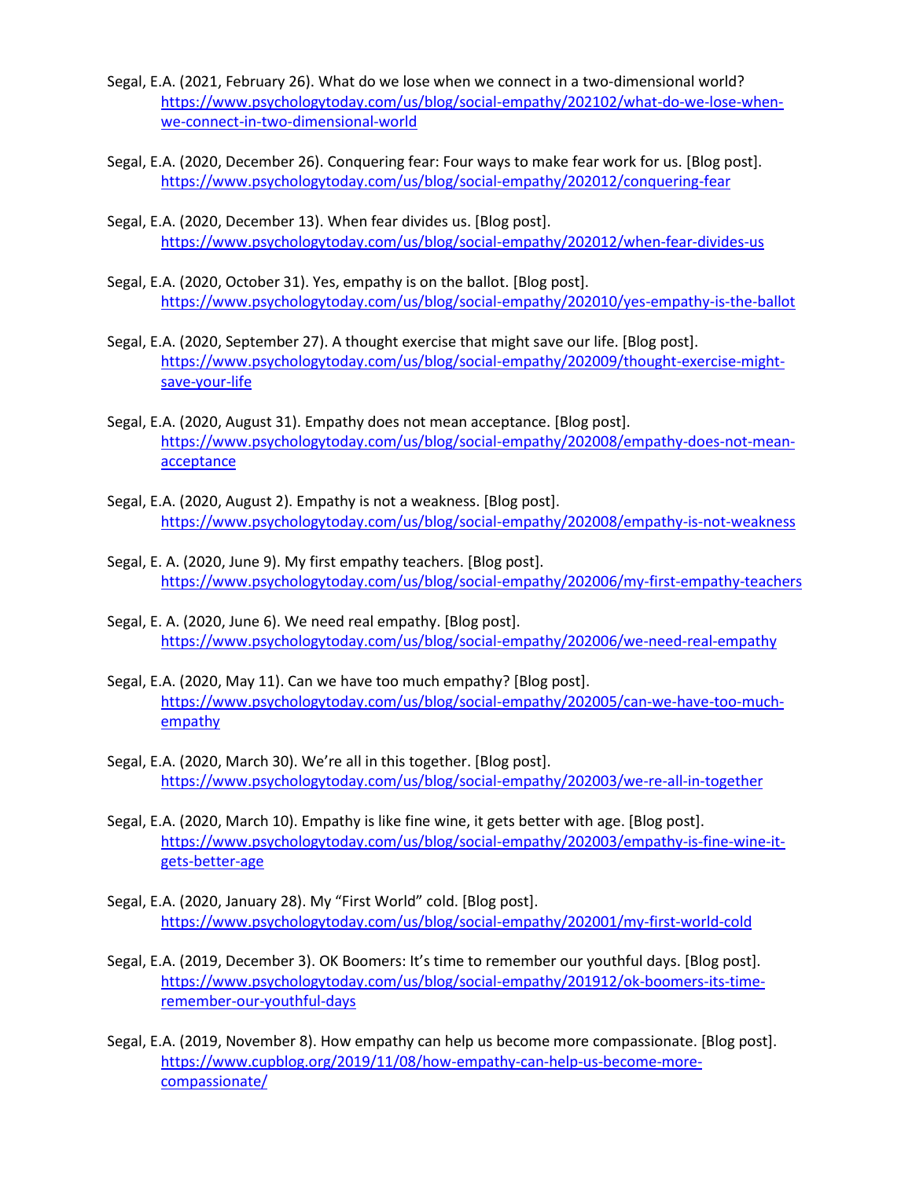Segal, E.A. (2021, February 26). What do we lose when we connect in a two-dimensional world? https://www.psychologytoday.com/us/blog/social-empathy/202102/what-do-we-lose-when-we-connect-in-two-dimensional-world

Segal, E.A. (2020, December 26). Conquering fear: Four ways to make fear work for us. [Blog post]. https://www.psychologytoday.com/us/blog/social-empathy/202012/conquering-fear

Segal, E.A. (2020, December 13). When fear divides us. [Blog post]. https://www.psychologytoday.com/us/blog/social-empathy/202012/when-fear-divides-us

Segal, E.A. (2020, October 31). Yes, empathy is on the ballot. [Blog post]. https://www.psychologytoday.com/us/blog/social-empathy/202010/yes-empathy-is-the-ballot

Segal, E.A. (2020, September 27). A thought exercise that might save our life. [Blog post]. https://www.psychologytoday.com/us/blog/social-empathy/202009/thought-exercise-might-save-your-life

Segal, E.A. (2020, August 31). Empathy does not mean acceptance. [Blog post]. https://www.psychologytoday.com/us/blog/social-empathy/202008/empathy-does-not-mean-acceptance

Segal, E.A. (2020, August 2). Empathy is not a weakness. [Blog post]. https://www.psychologytoday.com/us/blog/social-empathy/202008/empathy-is-not-weakness

Segal, E. A. (2020, June 9). My first empathy teachers. [Blog post]. https://www.psychologytoday.com/us/blog/social-empathy/202006/my-first-empathy-teachers

Segal, E. A. (2020, June 6). We need real empathy. [Blog post]. https://www.psychologytoday.com/us/blog/social-empathy/202006/we-need-real-empathy

Segal, E.A. (2020, May 11). Can we have too much empathy? [Blog post]. https://www.psychologytoday.com/us/blog/social-empathy/202005/can-we-have-too-much-empathy

Segal, E.A. (2020, March 30). We're all in this together. [Blog post]. https://www.psychologytoday.com/us/blog/social-empathy/202003/we-re-all-in-together

Segal, E.A. (2020, March 10). Empathy is like fine wine, it gets better with age. [Blog post]. https://www.psychologytoday.com/us/blog/social-empathy/202003/empathy-is-fine-wine-it-gets-better-age

Segal, E.A. (2020, January 28). My "First World" cold. [Blog post]. https://www.psychologytoday.com/us/blog/social-empathy/202001/my-first-world-cold

Segal, E.A. (2019, December 3). OK Boomers: It's time to remember our youthful days. [Blog post]. https://www.psychologytoday.com/us/blog/social-empathy/201912/ok-boomers-its-time-remember-our-youthful-days

Segal, E.A. (2019, November 8). How empathy can help us become more compassionate. [Blog post]. https://www.cupblog.org/2019/11/08/how-empathy-can-help-us-become-more-compassionate/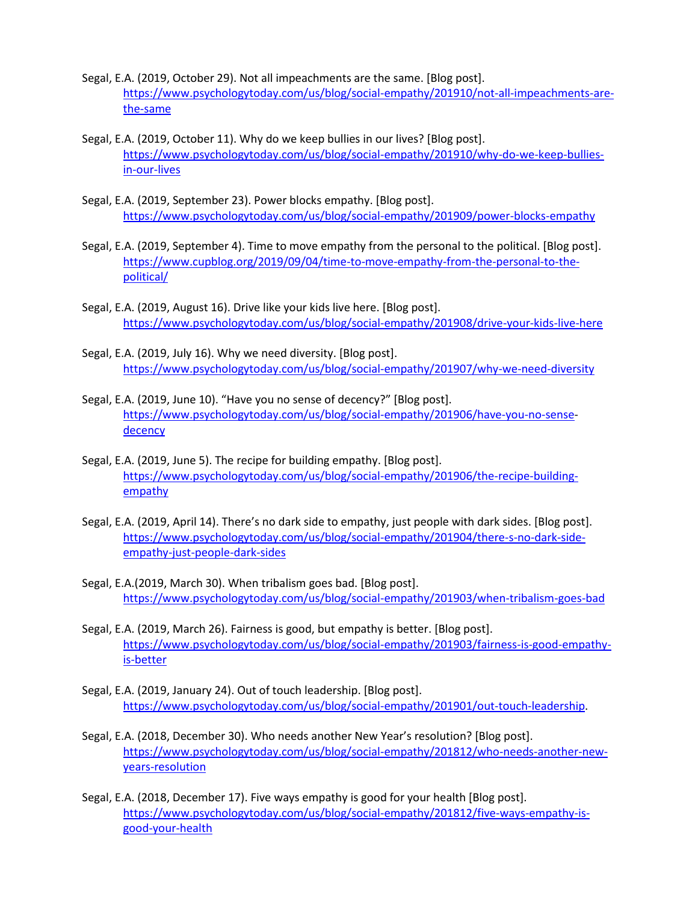Segal, E.A. (2019, October 29). Not all impeachments are the same. [Blog post]. https://www.psychologytoday.com/us/blog/social-empathy/201910/not-all-impeachments-are-the-same

Segal, E.A. (2019, October 11). Why do we keep bullies in our lives? [Blog post]. https://www.psychologytoday.com/us/blog/social-empathy/201910/why-do-we-keep-bullies-in-our-lives

Segal, E.A. (2019, September 23). Power blocks empathy. [Blog post]. https://www.psychologytoday.com/us/blog/social-empathy/201909/power-blocks-empathy

Segal, E.A. (2019, September 4). Time to move empathy from the personal to the political. [Blog post]. https://www.cupblog.org/2019/09/04/time-to-move-empathy-from-the-personal-to-the-political/

Segal, E.A. (2019, August 16). Drive like your kids live here. [Blog post]. https://www.psychologytoday.com/us/blog/social-empathy/201908/drive-your-kids-live-here

Segal, E.A. (2019, July 16). Why we need diversity. [Blog post]. https://www.psychologytoday.com/us/blog/social-empathy/201907/why-we-need-diversity

Segal, E.A. (2019, June 10). "Have you no sense of decency?" [Blog post]. https://www.psychologytoday.com/us/blog/social-empathy/201906/have-you-no-sense-decency

Segal, E.A. (2019, June 5). The recipe for building empathy. [Blog post]. https://www.psychologytoday.com/us/blog/social-empathy/201906/the-recipe-building-empathy

Segal, E.A. (2019, April 14). There's no dark side to empathy, just people with dark sides. [Blog post]. https://www.psychologytoday.com/us/blog/social-empathy/201904/there-s-no-dark-side-empathy-just-people-dark-sides

Segal, E.A.(2019, March 30). When tribalism goes bad. [Blog post]. https://www.psychologytoday.com/us/blog/social-empathy/201903/when-tribalism-goes-bad

Segal, E.A. (2019, March 26). Fairness is good, but empathy is better. [Blog post]. https://www.psychologytoday.com/us/blog/social-empathy/201903/fairness-is-good-empathy-is-better

Segal, E.A. (2019, January 24). Out of touch leadership. [Blog post]. https://www.psychologytoday.com/us/blog/social-empathy/201901/out-touch-leadership.

Segal, E.A. (2018, December 30). Who needs another New Year's resolution? [Blog post]. https://www.psychologytoday.com/us/blog/social-empathy/201812/who-needs-another-new-years-resolution

Segal, E.A. (2018, December 17). Five ways empathy is good for your health [Blog post]. https://www.psychologytoday.com/us/blog/social-empathy/201812/five-ways-empathy-is-good-your-health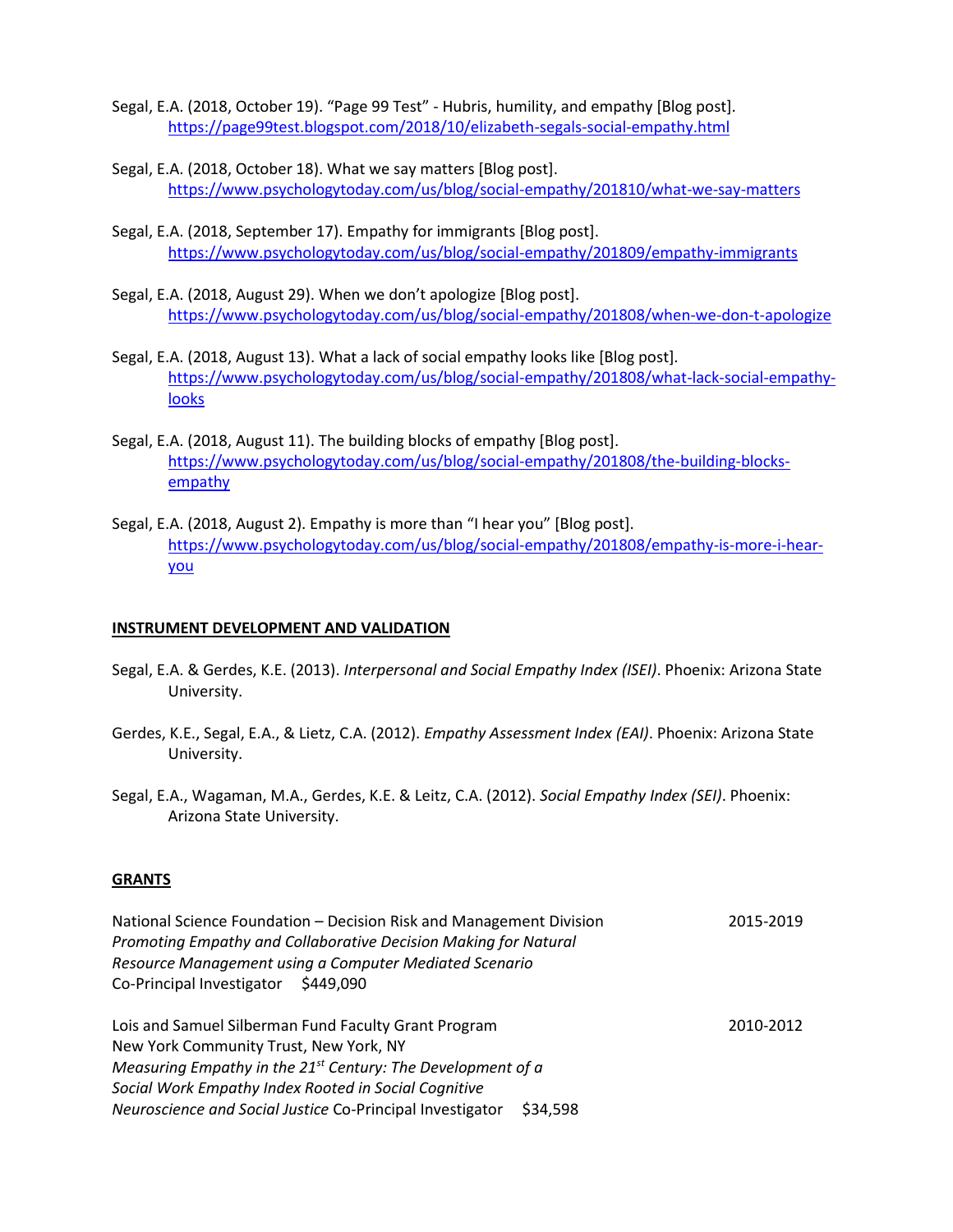Segal, E.A. (2018, October 19). "Page 99 Test" - Hubris, humility, and empathy [Blog post]. https://page99test.blogspot.com/2018/10/elizabeth-segals-social-empathy.html

Segal, E.A. (2018, October 18). What we say matters [Blog post]. https://www.psychologytoday.com/us/blog/social-empathy/201810/what-we-say-matters

Segal, E.A. (2018, September 17). Empathy for immigrants [Blog post]. https://www.psychologytoday.com/us/blog/social-empathy/201809/empathy-immigrants

Segal, E.A. (2018, August 29). When we don't apologize [Blog post]. https://www.psychologytoday.com/us/blog/social-empathy/201808/when-we-don-t-apologize

Segal, E.A. (2018, August 13). What a lack of social empathy looks like [Blog post]. https://www.psychologytoday.com/us/blog/social-empathy/201808/what-lack-social-empathy-looks

Segal, E.A. (2018, August 11). The building blocks of empathy [Blog post]. https://www.psychologytoday.com/us/blog/social-empathy/201808/the-building-blocks-empathy

Segal, E.A. (2018, August 2). Empathy is more than "I hear you" [Blog post]. https://www.psychologytoday.com/us/blog/social-empathy/201808/empathy-is-more-i-hear-you

## INSTRUMENT DEVELOPMENT AND VALIDATION

Segal, E.A. & Gerdes, K.E. (2013). *Interpersonal and Social Empathy Index (ISEI)*. Phoenix: Arizona State University.

Gerdes, K.E., Segal, E.A., & Lietz, C.A. (2012). *Empathy Assessment Index (EAI)*. Phoenix: Arizona State University.

Segal, E.A., Wagaman, M.A., Gerdes, K.E. & Leitz, C.A. (2012). *Social Empathy Index (SEI)*. Phoenix: Arizona State University.

## GRANTS

National Science Foundation – Decision Risk and Management Division — 2015-2019
*Promoting Empathy and Collaborative Decision Making for Natural Resource Management using a Computer Mediated Scenario*
Co-Principal Investigator $449,090

Lois and Samuel Silberman Fund Faculty Grant Program — 2010-2012
New York Community Trust, New York, NY
*Measuring Empathy in the 21st Century: The Development of a Social Work Empathy Index Rooted in Social Cognitive Neuroscience and Social Justice* Co-Principal Investigator $34,598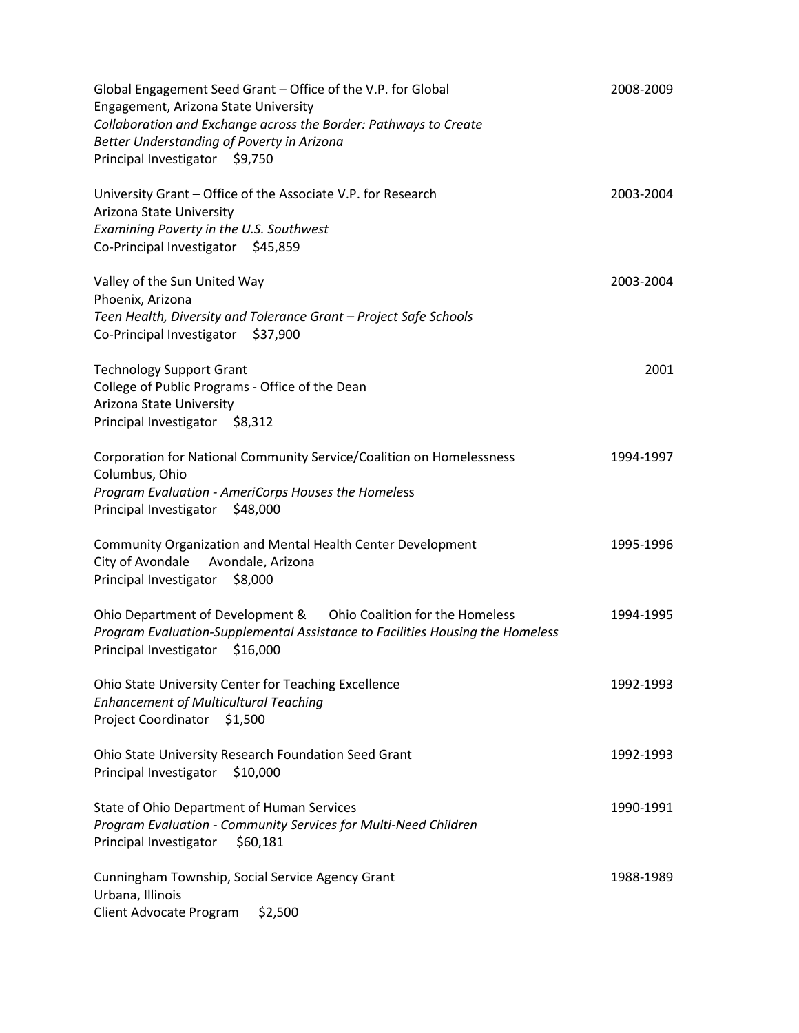Global Engagement Seed Grant – Office of the V.P. for Global Engagement, Arizona State University 2008-2009
*Collaboration and Exchange across the Border: Pathways to Create Better Understanding of Poverty in Arizona*
Principal Investigator $9,750

University Grant – Office of the Associate V.P. for Research 2003-2004
Arizona State University
*Examining Poverty in the U.S. Southwest*
Co-Principal Investigator $45,859

Valley of the Sun United Way 2003-2004
Phoenix, Arizona
*Teen Health, Diversity and Tolerance Grant – Project Safe Schools*
Co-Principal Investigator $37,900

Technology Support Grant 2001
College of Public Programs - Office of the Dean
Arizona State University
Principal Investigator $8,312

Corporation for National Community Service/Coalition on Homelessness 1994-1997
Columbus, Ohio
*Program Evaluation - AmeriCorps Houses the Homeless*
Principal Investigator $48,000

Community Organization and Mental Health Center Development 1995-1996
City of Avondale Avondale, Arizona
Principal Investigator $8,000

Ohio Department of Development & Ohio Coalition for the Homeless 1994-1995
*Program Evaluation-Supplemental Assistance to Facilities Housing the Homeless*
Principal Investigator $16,000

Ohio State University Center for Teaching Excellence 1992-1993
*Enhancement of Multicultural Teaching*
Project Coordinator $1,500

Ohio State University Research Foundation Seed Grant 1992-1993
Principal Investigator $10,000

State of Ohio Department of Human Services 1990-1991
*Program Evaluation - Community Services for Multi-Need Children*
Principal Investigator $60,181

Cunningham Township, Social Service Agency Grant 1988-1989
Urbana, Illinois
Client Advocate Program $2,500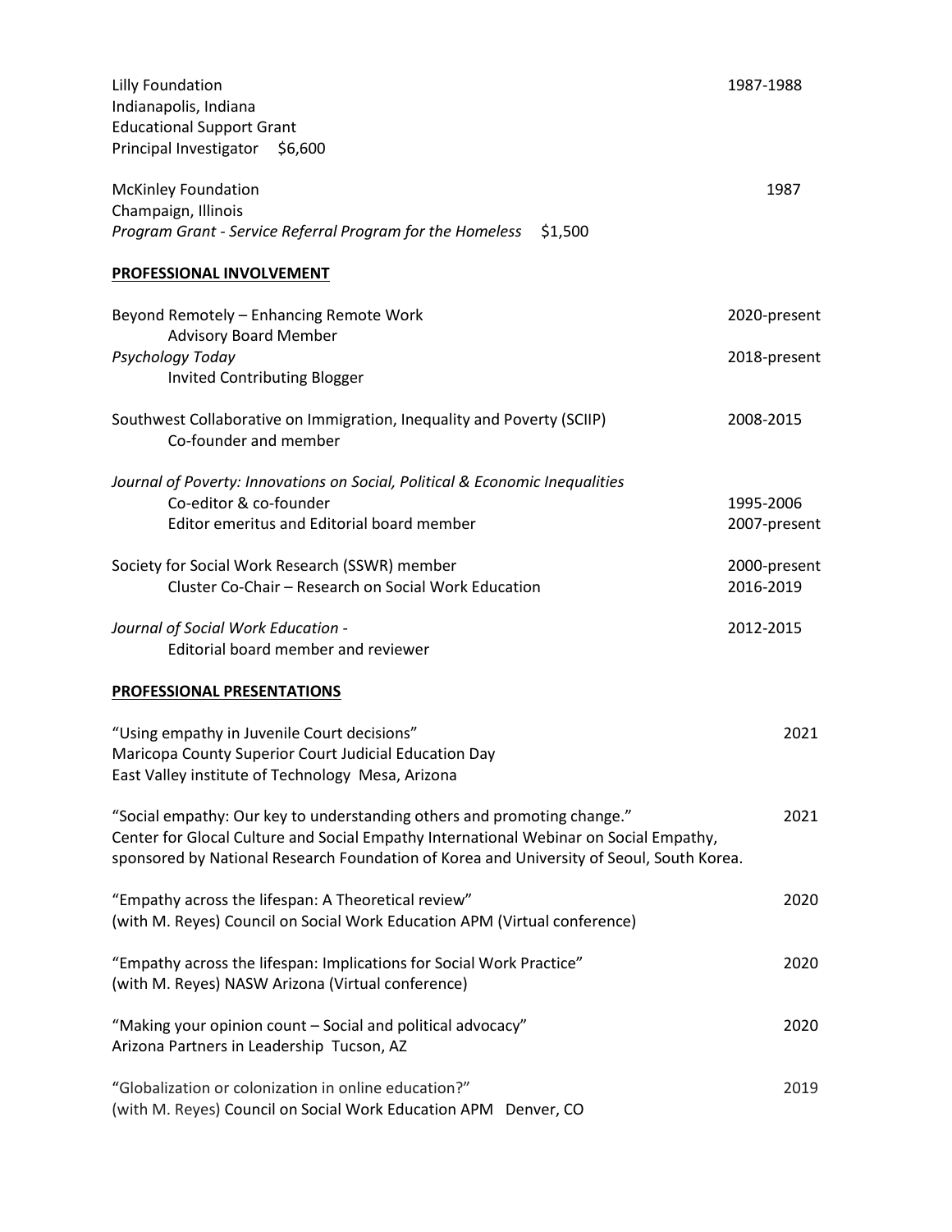Lilly Foundation 1987-1988
Indianapolis, Indiana
Educational Support Grant
Principal Investigator $6,600

McKinley Foundation 1987
Champaign, Illinois
*Program Grant - Service Referral Program for the Homeless* $1,500

## PROFESSIONAL INVOLVEMENT

Beyond Remotely – Enhancing Remote Work 2020-present
Advisory Board Member

*Psychology Today* 2018-present
Invited Contributing Blogger

Southwest Collaborative on Immigration, Inequality and Poverty (SCIIP) 2008-2015
Co-founder and member

*Journal of Poverty: Innovations on Social, Political & Economic Inequalities*
Co-editor & co-founder 1995-2006
Editor emeritus and Editorial board member 2007-present

Society for Social Work Research (SSWR) member 2000-present
Cluster Co-Chair – Research on Social Work Education 2016-2019

*Journal of Social Work Education* - 2012-2015
Editorial board member and reviewer

## PROFESSIONAL PRESENTATIONS

"Using empathy in Juvenile Court decisions" 2021
Maricopa County Superior Court Judicial Education Day
East Valley institute of Technology Mesa, Arizona

"Social empathy: Our key to understanding others and promoting change." 2021
Center for Glocal Culture and Social Empathy International Webinar on Social Empathy, sponsored by National Research Foundation of Korea and University of Seoul, South Korea.

"Empathy across the lifespan: A Theoretical review" 2020
(with M. Reyes) Council on Social Work Education APM (Virtual conference)

"Empathy across the lifespan: Implications for Social Work Practice" 2020
(with M. Reyes) NASW Arizona (Virtual conference)

"Making your opinion count – Social and political advocacy" 2020
Arizona Partners in Leadership Tucson, AZ

"Globalization or colonization in online education?" 2019
(with M. Reyes) Council on Social Work Education APM Denver, CO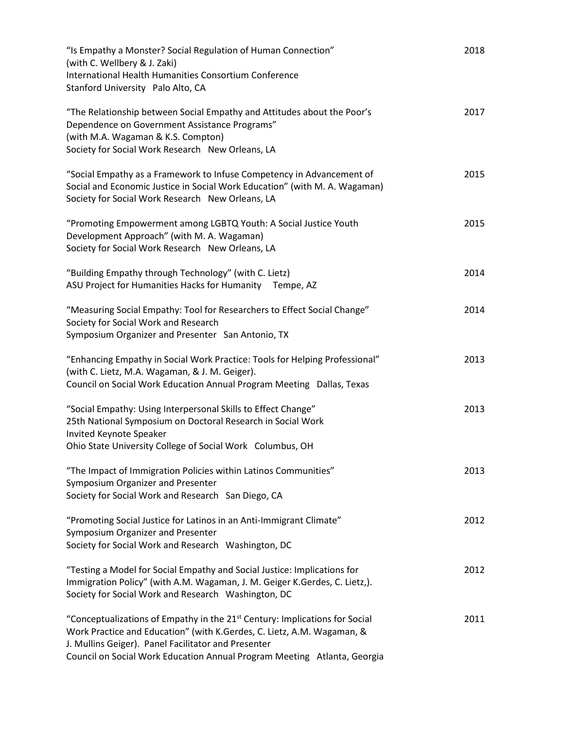"Is Empathy a Monster? Social Regulation of Human Connection" (with C. Wellbery & J. Zaki)
International Health Humanities Consortium Conference
Stanford University Palo Alto, CA — 2018

"The Relationship between Social Empathy and Attitudes about the Poor's Dependence on Government Assistance Programs" (with M.A. Wagaman & K.S. Compton)
Society for Social Work Research New Orleans, LA — 2017

"Social Empathy as a Framework to Infuse Competency in Advancement of Social and Economic Justice in Social Work Education" (with M. A. Wagaman)
Society for Social Work Research New Orleans, LA — 2015

"Promoting Empowerment among LGBTQ Youth: A Social Justice Youth Development Approach" (with M. A. Wagaman)
Society for Social Work Research New Orleans, LA — 2015

"Building Empathy through Technology" (with C. Lietz)
ASU Project for Humanities Hacks for Humanity Tempe, AZ — 2014

"Measuring Social Empathy: Tool for Researchers to Effect Social Change"
Society for Social Work and Research
Symposium Organizer and Presenter San Antonio, TX — 2014

"Enhancing Empathy in Social Work Practice: Tools for Helping Professional" (with C. Lietz, M.A. Wagaman, & J. M. Geiger).
Council on Social Work Education Annual Program Meeting Dallas, Texas — 2013

"Social Empathy: Using Interpersonal Skills to Effect Change"
25th National Symposium on Doctoral Research in Social Work
Invited Keynote Speaker
Ohio State University College of Social Work Columbus, OH — 2013

"The Impact of Immigration Policies within Latinos Communities"
Symposium Organizer and Presenter
Society for Social Work and Research San Diego, CA — 2013

"Promoting Social Justice for Latinos in an Anti-Immigrant Climate"
Symposium Organizer and Presenter
Society for Social Work and Research Washington, DC — 2012

"Testing a Model for Social Empathy and Social Justice: Implications for Immigration Policy" (with A.M. Wagaman, J. M. Geiger K.Gerdes, C. Lietz,).
Society for Social Work and Research Washington, DC — 2012

"Conceptualizations of Empathy in the 21st Century: Implications for Social Work Practice and Education" (with K.Gerdes, C. Lietz, A.M. Wagaman, & J. Mullins Geiger). Panel Facilitator and Presenter
Council on Social Work Education Annual Program Meeting Atlanta, Georgia — 2011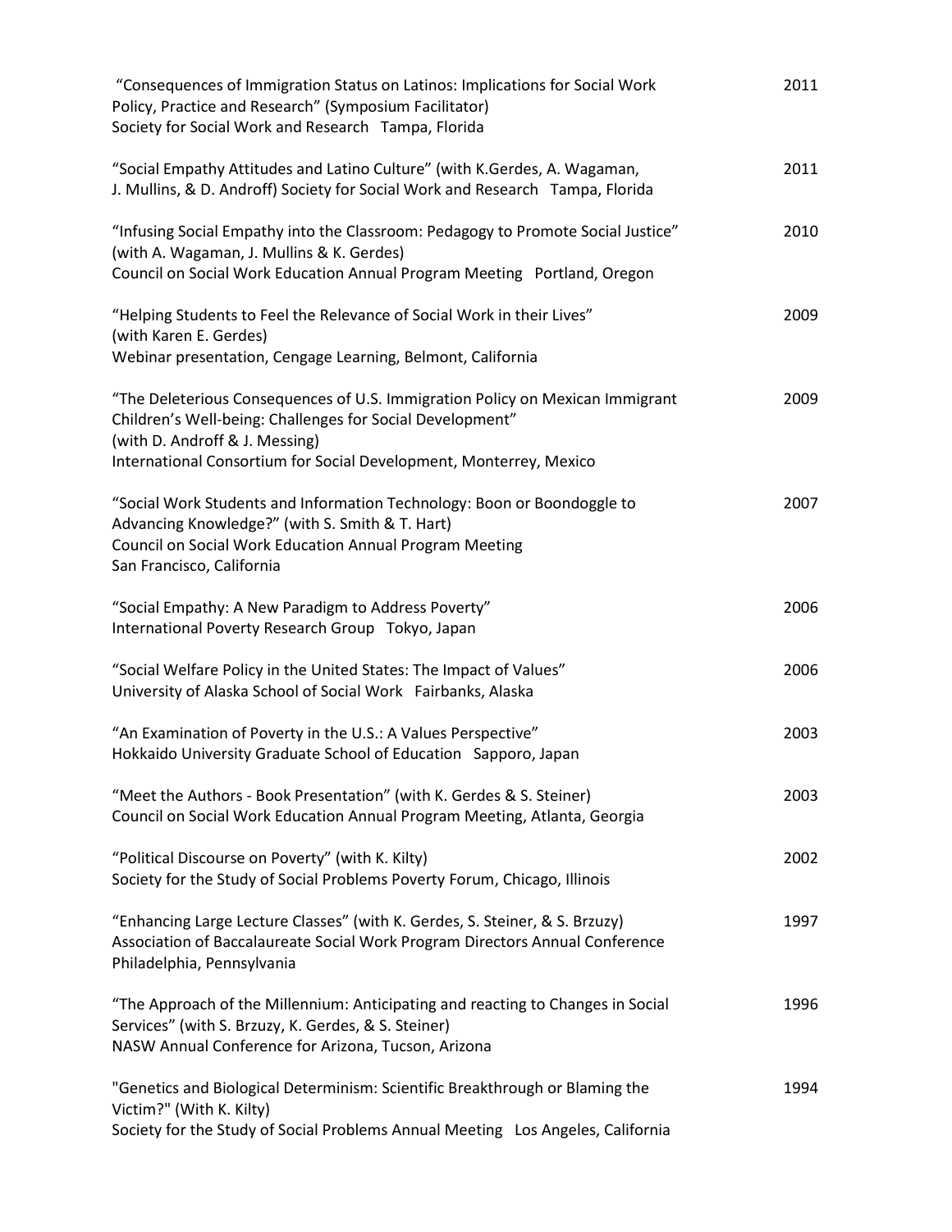"Consequences of Immigration Status on Latinos: Implications for Social Work Policy, Practice and Research" (Symposium Facilitator) — 2011
Society for Social Work and Research   Tampa, Florida

"Social Empathy Attitudes and Latino Culture" (with K.Gerdes, A. Wagaman, J. Mullins, & D. Androff) Society for Social Work and Research   Tampa, Florida — 2011

"Infusing Social Empathy into the Classroom: Pedagogy to Promote Social Justice" (with A. Wagaman, J. Mullins & K. Gerdes) — 2010
Council on Social Work Education Annual Program Meeting   Portland, Oregon

"Helping Students to Feel the Relevance of Social Work in their Lives" (with Karen E. Gerdes) — 2009
Webinar presentation, Cengage Learning, Belmont, California

"The Deleterious Consequences of U.S. Immigration Policy on Mexican Immigrant Children's Well-being: Challenges for Social Development" (with D. Androff & J. Messing) — 2009
International Consortium for Social Development, Monterrey, Mexico

"Social Work Students and Information Technology: Boon or Boondoggle to Advancing Knowledge?" (with S. Smith & T. Hart) — 2007
Council on Social Work Education Annual Program Meeting
San Francisco, California

"Social Empathy: A New Paradigm to Address Poverty" — 2006
International Poverty Research Group   Tokyo, Japan

"Social Welfare Policy in the United States: The Impact of Values" — 2006
University of Alaska School of Social Work   Fairbanks, Alaska

"An Examination of Poverty in the U.S.: A Values Perspective" — 2003
Hokkaido University Graduate School of Education   Sapporo, Japan

"Meet the Authors - Book Presentation" (with K. Gerdes & S. Steiner) — 2003
Council on Social Work Education Annual Program Meeting, Atlanta, Georgia

"Political Discourse on Poverty" (with K. Kilty) — 2002
Society for the Study of Social Problems Poverty Forum, Chicago, Illinois

"Enhancing Large Lecture Classes" (with K. Gerdes, S. Steiner, & S. Brzuzy) — 1997
Association of Baccalaureate Social Work Program Directors Annual Conference
Philadelphia, Pennsylvania

"The Approach of the Millennium: Anticipating and reacting to Changes in Social Services" (with S. Brzuzy, K. Gerdes, & S. Steiner) — 1996
NASW Annual Conference for Arizona, Tucson, Arizona

"Genetics and Biological Determinism: Scientific Breakthrough or Blaming the Victim?" (With K. Kilty) — 1994
Society for the Study of Social Problems Annual Meeting   Los Angeles, California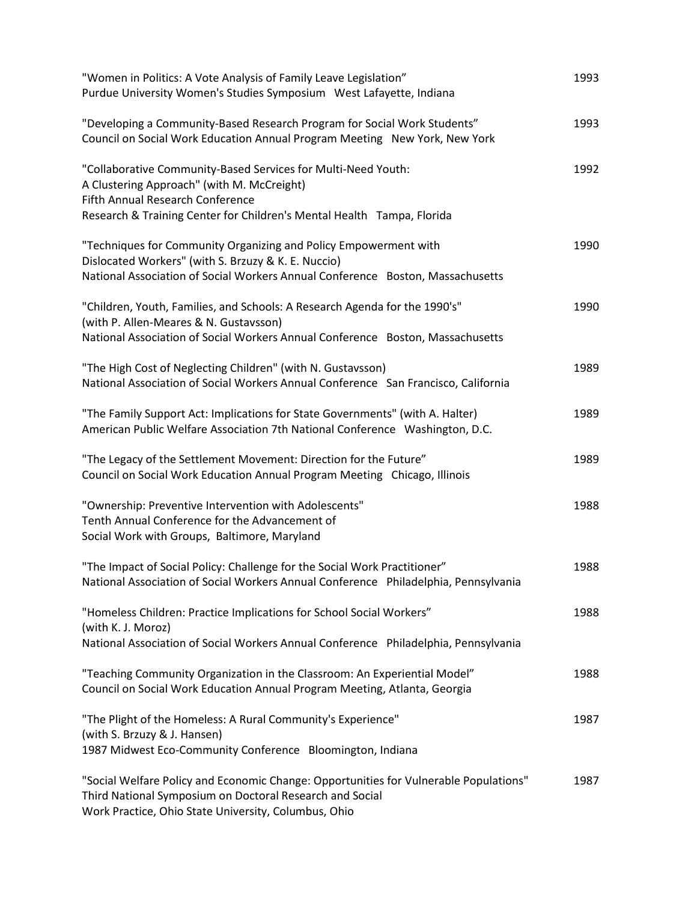"Women in Politics: A Vote Analysis of Family Leave Legislation" 1993
Purdue University Women's Studies Symposium West Lafayette, Indiana

"Developing a Community-Based Research Program for Social Work Students" 1993
Council on Social Work Education Annual Program Meeting New York, New York

"Collaborative Community-Based Services for Multi-Need Youth:
A Clustering Approach" (with M. McCreight) 1992
Fifth Annual Research Conference
Research & Training Center for Children's Mental Health Tampa, Florida

"Techniques for Community Organizing and Policy Empowerment with
Dislocated Workers" (with S. Brzuzy & K. E. Nuccio) 1990
National Association of Social Workers Annual Conference Boston, Massachusetts

"Children, Youth, Families, and Schools: A Research Agenda for the 1990's" 1990
(with P. Allen-Meares & N. Gustavsson)
National Association of Social Workers Annual Conference Boston, Massachusetts

"The High Cost of Neglecting Children" (with N. Gustavsson) 1989
National Association of Social Workers Annual Conference San Francisco, California

"The Family Support Act: Implications for State Governments" (with A. Halter) 1989
American Public Welfare Association 7th National Conference Washington, D.C.

"The Legacy of the Settlement Movement: Direction for the Future" 1989
Council on Social Work Education Annual Program Meeting Chicago, Illinois

"Ownership: Preventive Intervention with Adolescents" 1988
Tenth Annual Conference for the Advancement of
Social Work with Groups, Baltimore, Maryland

"The Impact of Social Policy: Challenge for the Social Work Practitioner" 1988
National Association of Social Workers Annual Conference Philadelphia, Pennsylvania

"Homeless Children: Practice Implications for School Social Workers" 1988
(with K. J. Moroz)
National Association of Social Workers Annual Conference Philadelphia, Pennsylvania

"Teaching Community Organization in the Classroom: An Experiential Model" 1988
Council on Social Work Education Annual Program Meeting, Atlanta, Georgia

"The Plight of the Homeless: A Rural Community's Experience" 1987
(with S. Brzuzy & J. Hansen)
1987 Midwest Eco-Community Conference Bloomington, Indiana

"Social Welfare Policy and Economic Change: Opportunities for Vulnerable Populations" 1987
Third National Symposium on Doctoral Research and Social
Work Practice, Ohio State University, Columbus, Ohio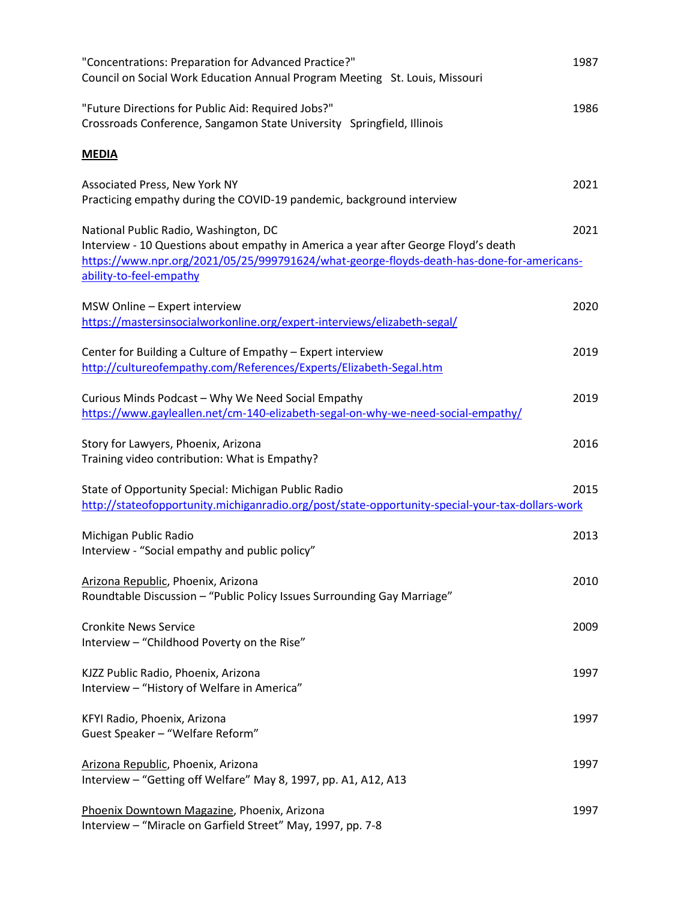"Concentrations: Preparation for Advanced Practice?" 1987
Council on Social Work Education Annual Program Meeting St. Louis, Missouri

"Future Directions for Public Aid: Required Jobs?" 1986
Crossroads Conference, Sangamon State University Springfield, Illinois

**MEDIA**

Associated Press, New York NY 2021
Practicing empathy during the COVID-19 pandemic, background interview

National Public Radio, Washington, DC 2021
Interview - 10 Questions about empathy in America a year after George Floyd's death
https://www.npr.org/2021/05/25/999791624/what-george-floyds-death-has-done-for-americans-ability-to-feel-empathy

MSW Online – Expert interview 2020
https://mastersinsocialworkonline.org/expert-interviews/elizabeth-segal/

Center for Building a Culture of Empathy – Expert interview 2019
http://cultureofempathy.com/References/Experts/Elizabeth-Segal.htm

Curious Minds Podcast – Why We Need Social Empathy 2019
https://www.gayleallen.net/cm-140-elizabeth-segal-on-why-we-need-social-empathy/

Story for Lawyers, Phoenix, Arizona 2016
Training video contribution: What is Empathy?

State of Opportunity Special: Michigan Public Radio 2015
http://stateofopportunity.michiganradio.org/post/state-opportunity-special-your-tax-dollars-work

Michigan Public Radio 2013
Interview - "Social empathy and public policy"

Arizona Republic, Phoenix, Arizona 2010
Roundtable Discussion – "Public Policy Issues Surrounding Gay Marriage"

Cronkite News Service 2009
Interview – "Childhood Poverty on the Rise"

KJZZ Public Radio, Phoenix, Arizona 1997
Interview – "History of Welfare in America"

KFYI Radio, Phoenix, Arizona 1997
Guest Speaker – "Welfare Reform"

Arizona Republic, Phoenix, Arizona 1997
Interview – "Getting off Welfare" May 8, 1997, pp. A1, A12, A13

Phoenix Downtown Magazine, Phoenix, Arizona 1997
Interview – "Miracle on Garfield Street" May, 1997, pp. 7-8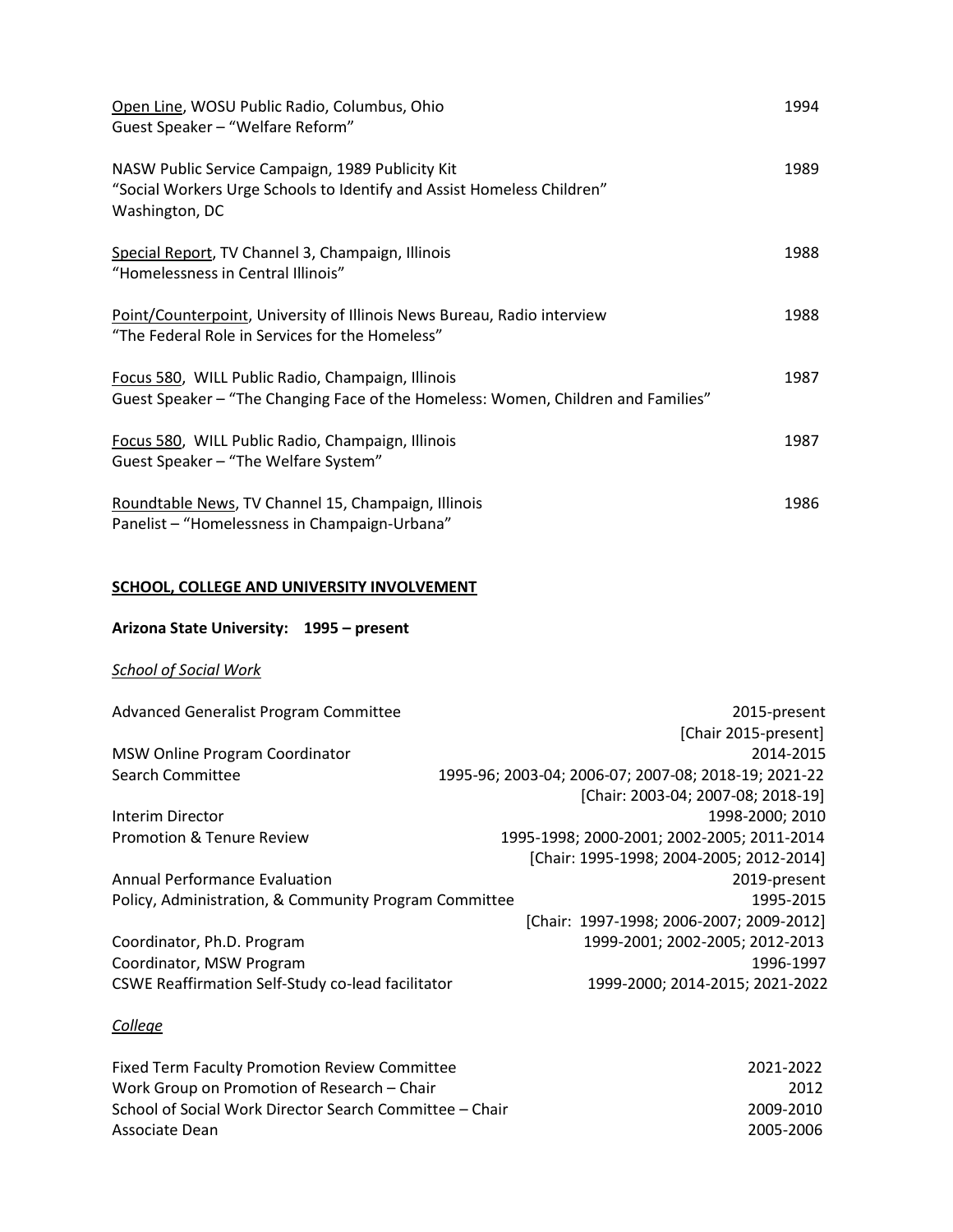<u>Open Line</u>, WOSU Public Radio, Columbus, Ohio — 1994
Guest Speaker – "Welfare Reform"

NASW Public Service Campaign, 1989 Publicity Kit — 1989
"Social Workers Urge Schools to Identify and Assist Homeless Children"
Washington, DC

<u>Special Report</u>, TV Channel 3, Champaign, Illinois — 1988
"Homelessness in Central Illinois"

<u>Point/Counterpoint</u>, University of Illinois News Bureau, Radio interview — 1988
"The Federal Role in Services for the Homeless"

<u>Focus 580</u>, WILL Public Radio, Champaign, Illinois — 1987
Guest Speaker – "The Changing Face of the Homeless: Women, Children and Families"

<u>Focus 580</u>, WILL Public Radio, Champaign, Illinois — 1987
Guest Speaker – "The Welfare System"

<u>Roundtable News</u>, TV Channel 15, Champaign, Illinois — 1986
Panelist – "Homelessness in Champaign-Urbana"

## **<u>SCHOOL, COLLEGE AND UNIVERSITY INVOLVEMENT</u>**

**Arizona State University: 1995 – present**

***<u>School of Social Work</u>***

| | |
|---|---|
| Advanced Generalist Program Committee | 2015-present [Chair 2015-present] |
| MSW Online Program Coordinator | 2014-2015 |
| Search Committee | 1995-96; 2003-04; 2006-07; 2007-08; 2018-19; 2021-22 [Chair: 2003-04; 2007-08; 2018-19] |
| Interim Director | 1998-2000; 2010 |
| Promotion & Tenure Review | 1995-1998; 2000-2001; 2002-2005; 2011-2014 [Chair: 1995-1998; 2004-2005; 2012-2014] |
| Annual Performance Evaluation | 2019-present |
| Policy, Administration, & Community Program Committee | 1995-2015 [Chair: 1997-1998; 2006-2007; 2009-2012] |
| Coordinator, Ph.D. Program | 1999-2001; 2002-2005; 2012-2013 |
| Coordinator, MSW Program | 1996-1997 |
| CSWE Reaffirmation Self-Study co-lead facilitator | 1999-2000; 2014-2015; 2021-2022 |

***<u>College</u>***

| | |
|---|---|
| Fixed Term Faculty Promotion Review Committee | 2021-2022 |
| Work Group on Promotion of Research – Chair | 2012 |
| School of Social Work Director Search Committee – Chair | 2009-2010 |
| Associate Dean | 2005-2006 |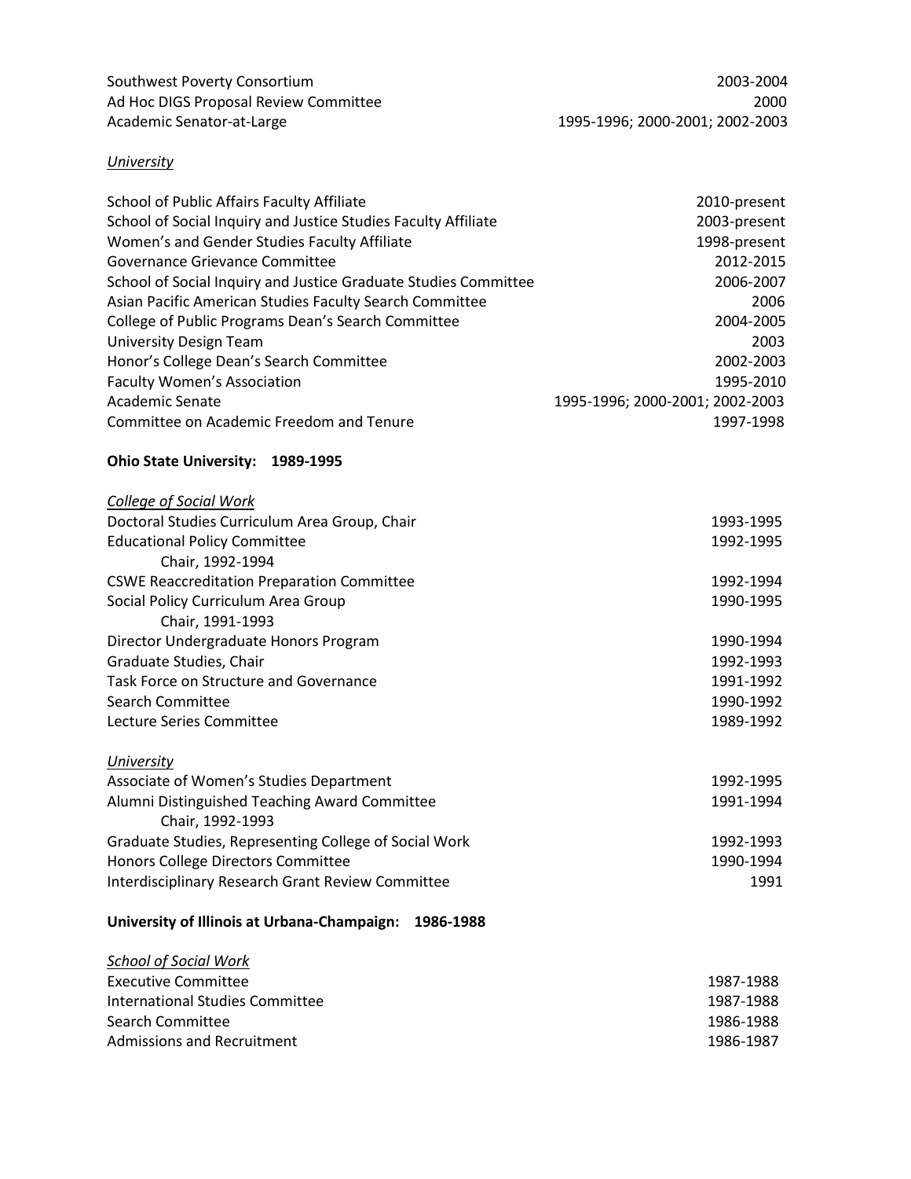| | |
|---|---|
| Southwest Poverty Consortium | 2003-2004 |
| Ad Hoc DIGS Proposal Review Committee | 2000 |
| Academic Senator-at-Large | 1995-1996; 2000-2001; 2002-2003 |

*University*

| | |
|---|---|
| School of Public Affairs Faculty Affiliate | 2010-present |
| School of Social Inquiry and Justice Studies Faculty Affiliate | 2003-present |
| Women's and Gender Studies Faculty Affiliate | 1998-present |
| Governance Grievance Committee | 2012-2015 |
| School of Social Inquiry and Justice Graduate Studies Committee | 2006-2007 |
| Asian Pacific American Studies Faculty Search Committee | 2006 |
| College of Public Programs Dean's Search Committee | 2004-2005 |
| University Design Team | 2003 |
| Honor's College Dean's Search Committee | 2002-2003 |
| Faculty Women's Association | 1995-2010 |
| Academic Senate | 1995-1996; 2000-2001; 2002-2003 |
| Committee on Academic Freedom and Tenure | 1997-1998 |

**Ohio State University: 1989-1995**

*College of Social Work*

| | |
|---|---|
| Doctoral Studies Curriculum Area Group, Chair | 1993-1995 |
| Educational Policy Committee | 1992-1995 |
| Chair, 1992-1994 | |
| CSWE Reaccreditation Preparation Committee | 1992-1994 |
| Social Policy Curriculum Area Group | 1990-1995 |
| Chair, 1991-1993 | |
| Director Undergraduate Honors Program | 1990-1994 |
| Graduate Studies, Chair | 1992-1993 |
| Task Force on Structure and Governance | 1991-1992 |
| Search Committee | 1990-1992 |
| Lecture Series Committee | 1989-1992 |

*University*

| | |
|---|---|
| Associate of Women's Studies Department | 1992-1995 |
| Alumni Distinguished Teaching Award Committee | 1991-1994 |
| Chair, 1992-1993 | |
| Graduate Studies, Representing College of Social Work | 1992-1993 |
| Honors College Directors Committee | 1990-1994 |
| Interdisciplinary Research Grant Review Committee | 1991 |

**University of Illinois at Urbana-Champaign: 1986-1988**

*School of Social Work*

| | |
|---|---|
| Executive Committee | 1987-1988 |
| International Studies Committee | 1987-1988 |
| Search Committee | 1986-1988 |
| Admissions and Recruitment | 1986-1987 |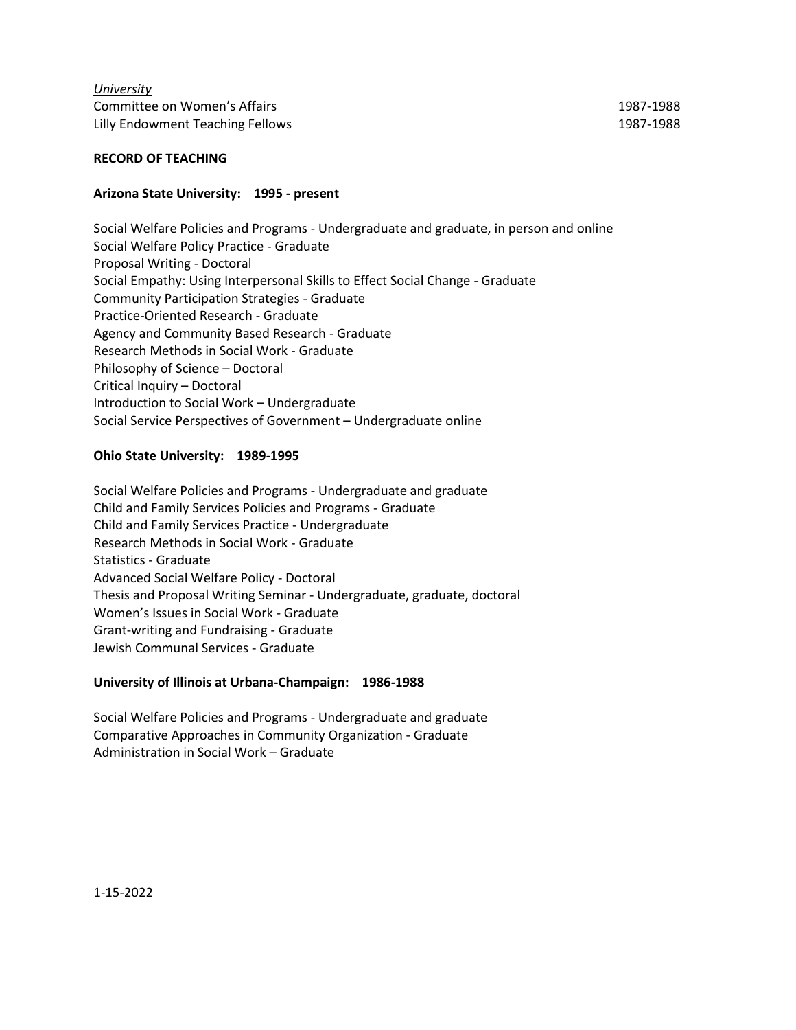*University*

Committee on Women's Affairs 1987-1988

Lilly Endowment Teaching Fellows 1987-1988

## RECORD OF TEACHING

**Arizona State University: 1995 - present**

Social Welfare Policies and Programs - Undergraduate and graduate, in person and online
Social Welfare Policy Practice - Graduate
Proposal Writing - Doctoral
Social Empathy: Using Interpersonal Skills to Effect Social Change - Graduate
Community Participation Strategies - Graduate
Practice-Oriented Research - Graduate
Agency and Community Based Research - Graduate
Research Methods in Social Work - Graduate
Philosophy of Science – Doctoral
Critical Inquiry – Doctoral
Introduction to Social Work – Undergraduate
Social Service Perspectives of Government – Undergraduate online

**Ohio State University: 1989-1995**

Social Welfare Policies and Programs - Undergraduate and graduate
Child and Family Services Policies and Programs - Graduate
Child and Family Services Practice - Undergraduate
Research Methods in Social Work - Graduate
Statistics - Graduate
Advanced Social Welfare Policy - Doctoral
Thesis and Proposal Writing Seminar - Undergraduate, graduate, doctoral
Women's Issues in Social Work - Graduate
Grant-writing and Fundraising - Graduate
Jewish Communal Services - Graduate

**University of Illinois at Urbana-Champaign: 1986-1988**

Social Welfare Policies and Programs - Undergraduate and graduate
Comparative Approaches in Community Organization - Graduate
Administration in Social Work – Graduate

1-15-2022